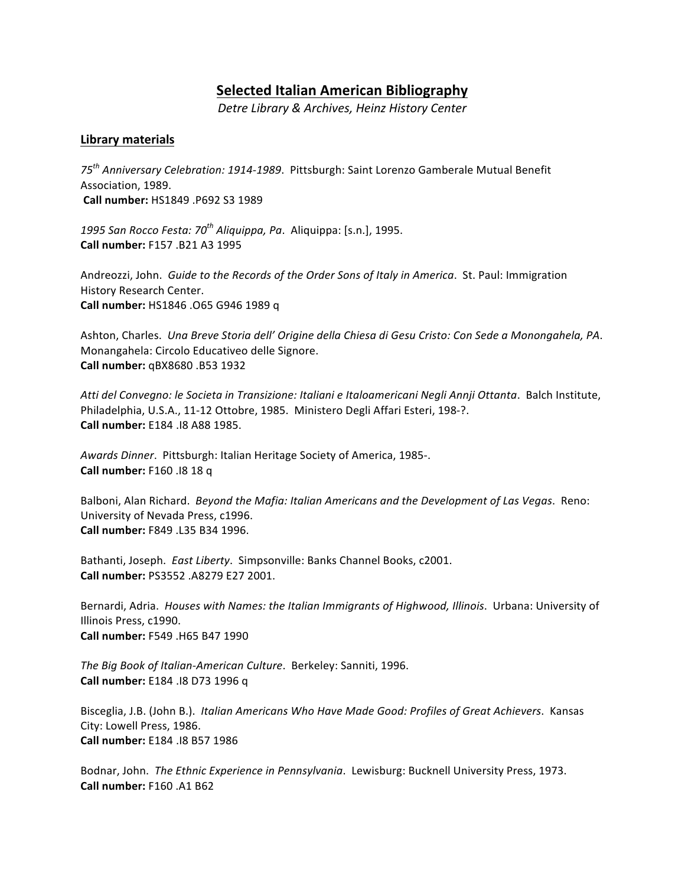# Selected Italian American Bibliography

*Detre Library & Archives, Heinz History Center*

## Library materials

*75th Anniversary Celebration: 1914-1989*. Pittsburgh: Saint Lorenzo Gamberale Mutual Benefit Association, 1989.
**Call number:** HS1849 .P692 S3 1989

*1995 San Rocco Festa: 70th Aliquippa, Pa*. Aliquippa: [s.n.], 1995.
**Call number:** F157 .B21 A3 1995

Andreozzi, John. *Guide to the Records of the Order Sons of Italy in America*. St. Paul: Immigration History Research Center.
**Call number:** HS1846 .O65 G946 1989 q

Ashton, Charles. *Una Breve Storia dell' Origine della Chiesa di Gesu Cristo: Con Sede a Monongahela, PA*. Monangahela: Circolo Educativeo delle Signore.
**Call number:** qBX8680 .B53 1932

*Atti del Convegno: le Societa in Transizione: Italiani e Italoamericani Negli Annji Ottanta*. Balch Institute, Philadelphia, U.S.A., 11-12 Ottobre, 1985. Ministero Degli Affari Esteri, 198-?.
**Call number:** E184 .I8 A88 1985.

*Awards Dinner*. Pittsburgh: Italian Heritage Society of America, 1985-.
**Call number:** F160 .I8 18 q

Balboni, Alan Richard. *Beyond the Mafia: Italian Americans and the Development of Las Vegas*. Reno: University of Nevada Press, c1996.
**Call number:** F849 .L35 B34 1996.

Bathanti, Joseph. *East Liberty*. Simpsonville: Banks Channel Books, c2001.
**Call number:** PS3552 .A8279 E27 2001.

Bernardi, Adria. *Houses with Names: the Italian Immigrants of Highwood, Illinois*. Urbana: University of Illinois Press, c1990.
**Call number:** F549 .H65 B47 1990

*The Big Book of Italian-American Culture*. Berkeley: Sanniti, 1996.
**Call number:** E184 .I8 D73 1996 q

Bisceglia, J.B. (John B.). *Italian Americans Who Have Made Good: Profiles of Great Achievers*. Kansas City: Lowell Press, 1986.
**Call number:** E184 .I8 B57 1986

Bodnar, John. *The Ethnic Experience in Pennsylvania*. Lewisburg: Bucknell University Press, 1973.
**Call number:** F160 .A1 B62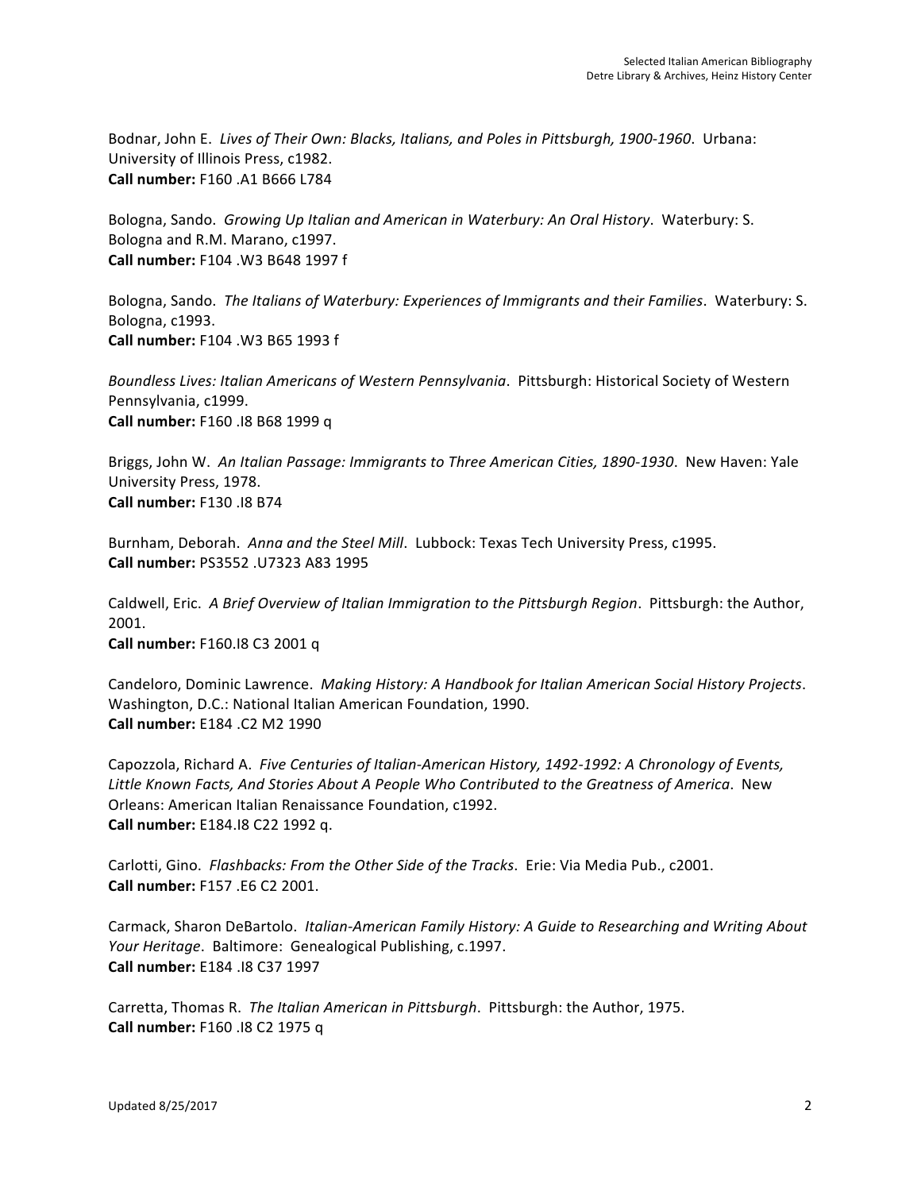Bodnar, John E. *Lives of Their Own: Blacks, Italians, and Poles in Pittsburgh, 1900-1960*. Urbana: University of Illinois Press, c1982.
**Call number:** F160 .A1 B666 L784

Bologna, Sando. *Growing Up Italian and American in Waterbury: An Oral History*. Waterbury: S. Bologna and R.M. Marano, c1997.
**Call number:** F104 .W3 B648 1997 f

Bologna, Sando. *The Italians of Waterbury: Experiences of Immigrants and their Families*. Waterbury: S. Bologna, c1993.
**Call number:** F104 .W3 B65 1993 f

*Boundless Lives: Italian Americans of Western Pennsylvania*. Pittsburgh: Historical Society of Western Pennsylvania, c1999.
**Call number:** F160 .I8 B68 1999 q

Briggs, John W. *An Italian Passage: Immigrants to Three American Cities, 1890-1930*. New Haven: Yale University Press, 1978.
**Call number:** F130 .I8 B74

Burnham, Deborah. *Anna and the Steel Mill*. Lubbock: Texas Tech University Press, c1995.
**Call number:** PS3552 .U7323 A83 1995

Caldwell, Eric. *A Brief Overview of Italian Immigration to the Pittsburgh Region*. Pittsburgh: the Author, 2001.
**Call number:** F160.I8 C3 2001 q

Candeloro, Dominic Lawrence. *Making History: A Handbook for Italian American Social History Projects*. Washington, D.C.: National Italian American Foundation, 1990.
**Call number:** E184 .C2 M2 1990

Capozzola, Richard A. *Five Centuries of Italian-American History, 1492-1992: A Chronology of Events, Little Known Facts, And Stories About A People Who Contributed to the Greatness of America*. New Orleans: American Italian Renaissance Foundation, c1992.
**Call number:** E184.I8 C22 1992 q.

Carlotti, Gino. *Flashbacks: From the Other Side of the Tracks*. Erie: Via Media Pub., c2001.
**Call number:** F157 .E6 C2 2001.

Carmack, Sharon DeBartolo. *Italian-American Family History: A Guide to Researching and Writing About Your Heritage*. Baltimore: Genealogical Publishing, c.1997.
**Call number:** E184 .I8 C37 1997

Carretta, Thomas R. *The Italian American in Pittsburgh*. Pittsburgh: the Author, 1975.
**Call number:** F160 .I8 C2 1975 q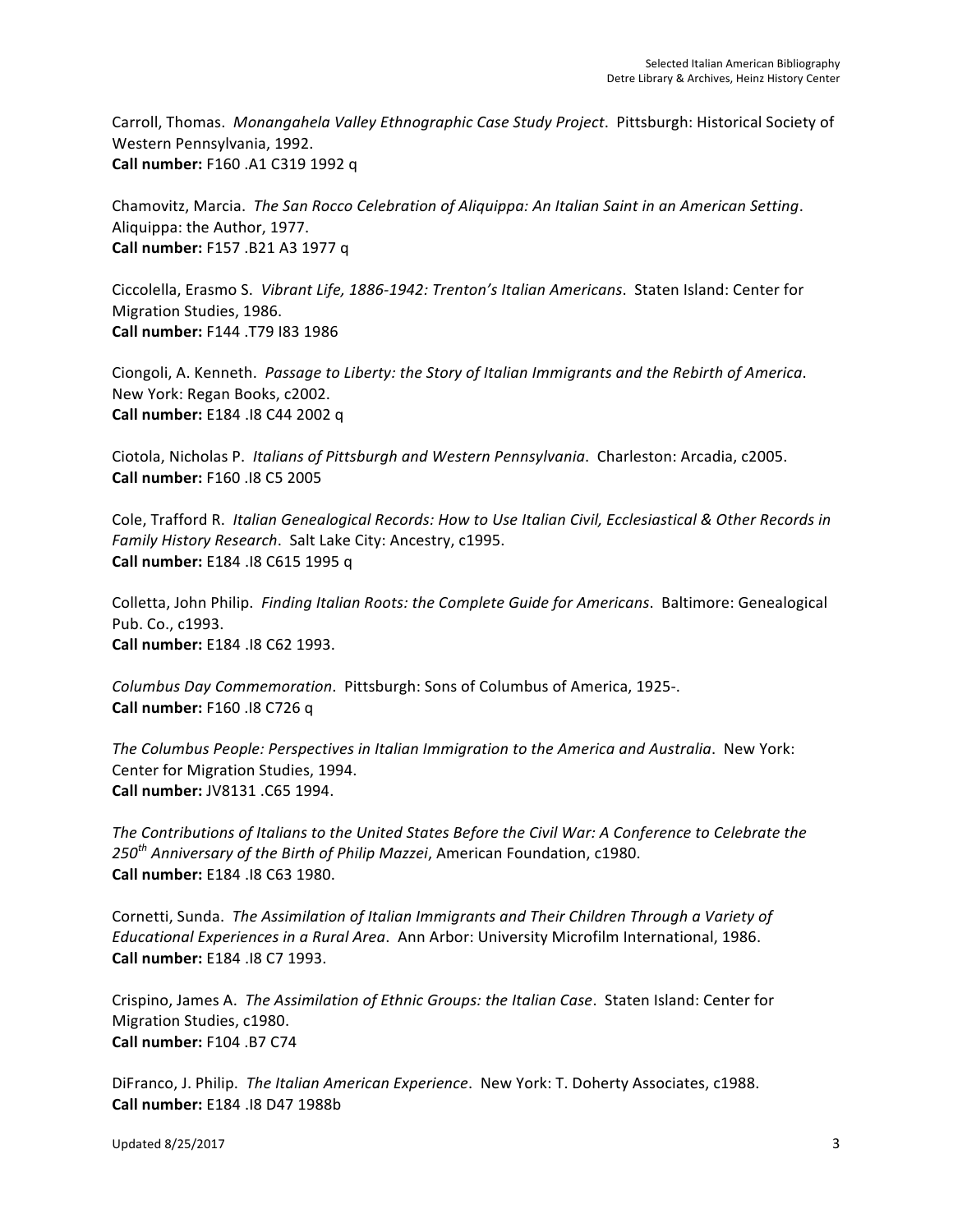Carroll, Thomas. *Monangahela Valley Ethnographic Case Study Project*. Pittsburgh: Historical Society of Western Pennsylvania, 1992.
**Call number:** F160 .A1 C319 1992 q

Chamovitz, Marcia. *The San Rocco Celebration of Aliquippa: An Italian Saint in an American Setting*. Aliquippa: the Author, 1977.
**Call number:** F157 .B21 A3 1977 q

Ciccolella, Erasmo S. *Vibrant Life, 1886-1942: Trenton's Italian Americans*. Staten Island: Center for Migration Studies, 1986.
**Call number:** F144 .T79 I83 1986

Ciongoli, A. Kenneth. *Passage to Liberty: the Story of Italian Immigrants and the Rebirth of America*. New York: Regan Books, c2002.
**Call number:** E184 .I8 C44 2002 q

Ciotola, Nicholas P. *Italians of Pittsburgh and Western Pennsylvania*. Charleston: Arcadia, c2005.
**Call number:** F160 .I8 C5 2005

Cole, Trafford R. *Italian Genealogical Records: How to Use Italian Civil, Ecclesiastical & Other Records in Family History Research*. Salt Lake City: Ancestry, c1995.
**Call number:** E184 .I8 C615 1995 q

Colletta, John Philip. *Finding Italian Roots: the Complete Guide for Americans*. Baltimore: Genealogical Pub. Co., c1993.
**Call number:** E184 .I8 C62 1993.

*Columbus Day Commemoration*. Pittsburgh: Sons of Columbus of America, 1925-.
**Call number:** F160 .I8 C726 q

*The Columbus People: Perspectives in Italian Immigration to the America and Australia*. New York: Center for Migration Studies, 1994.
**Call number:** JV8131 .C65 1994.

*The Contributions of Italians to the United States Before the Civil War: A Conference to Celebrate the 250th Anniversary of the Birth of Philip Mazzei*, American Foundation, c1980.
**Call number:** E184 .I8 C63 1980.

Cornetti, Sunda. *The Assimilation of Italian Immigrants and Their Children Through a Variety of Educational Experiences in a Rural Area*. Ann Arbor: University Microfilm International, 1986.
**Call number:** E184 .I8 C7 1993.

Crispino, James A. *The Assimilation of Ethnic Groups: the Italian Case*. Staten Island: Center for Migration Studies, c1980.
**Call number:** F104 .B7 C74

DiFranco, J. Philip. *The Italian American Experience*. New York: T. Doherty Associates, c1988.
**Call number:** E184 .I8 D47 1988b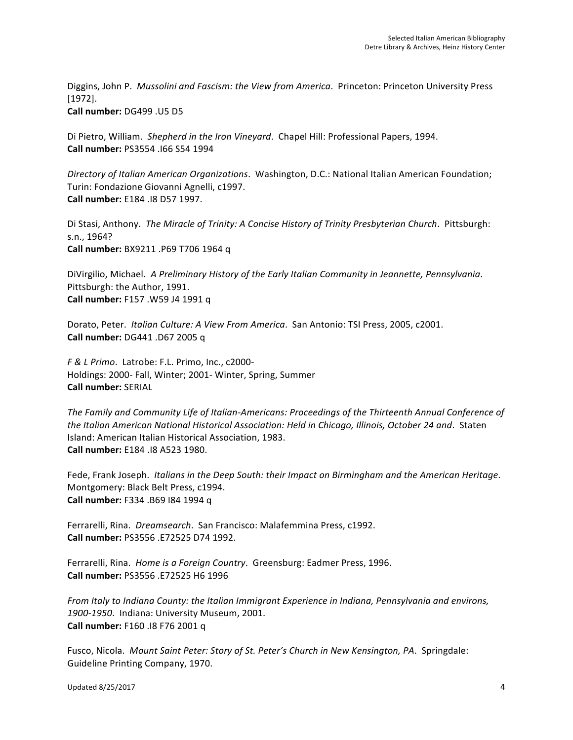Diggins, John P. *Mussolini and Fascism: the View from America*. Princeton: Princeton University Press [1972].
**Call number:** DG499 .U5 D5

Di Pietro, William. *Shepherd in the Iron Vineyard*. Chapel Hill: Professional Papers, 1994.
**Call number:** PS3554 .I66 S54 1994

*Directory of Italian American Organizations*. Washington, D.C.: National Italian American Foundation; Turin: Fondazione Giovanni Agnelli, c1997.
**Call number:** E184 .I8 D57 1997.

Di Stasi, Anthony. *The Miracle of Trinity: A Concise History of Trinity Presbyterian Church*. Pittsburgh: s.n., 1964?
**Call number:** BX9211 .P69 T706 1964 q

DiVirgilio, Michael. *A Preliminary History of the Early Italian Community in Jeannette, Pennsylvania*. Pittsburgh: the Author, 1991.
**Call number:** F157 .W59 J4 1991 q

Dorato, Peter. *Italian Culture: A View From America*. San Antonio: TSI Press, 2005, c2001.
**Call number:** DG441 .D67 2005 q

*F & L Primo*. Latrobe: F.L. Primo, Inc., c2000-
Holdings: 2000- Fall, Winter; 2001- Winter, Spring, Summer
**Call number:** SERIAL

*The Family and Community Life of Italian-Americans: Proceedings of the Thirteenth Annual Conference of the Italian American National Historical Association: Held in Chicago, Illinois, October 24 and*. Staten Island: American Italian Historical Association, 1983.
**Call number:** E184 .I8 A523 1980.

Fede, Frank Joseph. *Italians in the Deep South: their Impact on Birmingham and the American Heritage*. Montgomery: Black Belt Press, c1994.
**Call number:** F334 .B69 I84 1994 q

Ferrarelli, Rina. *Dreamsearch*. San Francisco: Malafemmina Press, c1992.
**Call number:** PS3556 .E72525 D74 1992.

Ferrarelli, Rina. *Home is a Foreign Country*. Greensburg: Eadmer Press, 1996.
**Call number:** PS3556 .E72525 H6 1996

*From Italy to Indiana County: the Italian Immigrant Experience in Indiana, Pennsylvania and environs, 1900-1950*. Indiana: University Museum, 2001.
**Call number:** F160 .I8 F76 2001 q

Fusco, Nicola. *Mount Saint Peter: Story of St. Peter's Church in New Kensington, PA*. Springdale: Guideline Printing Company, 1970.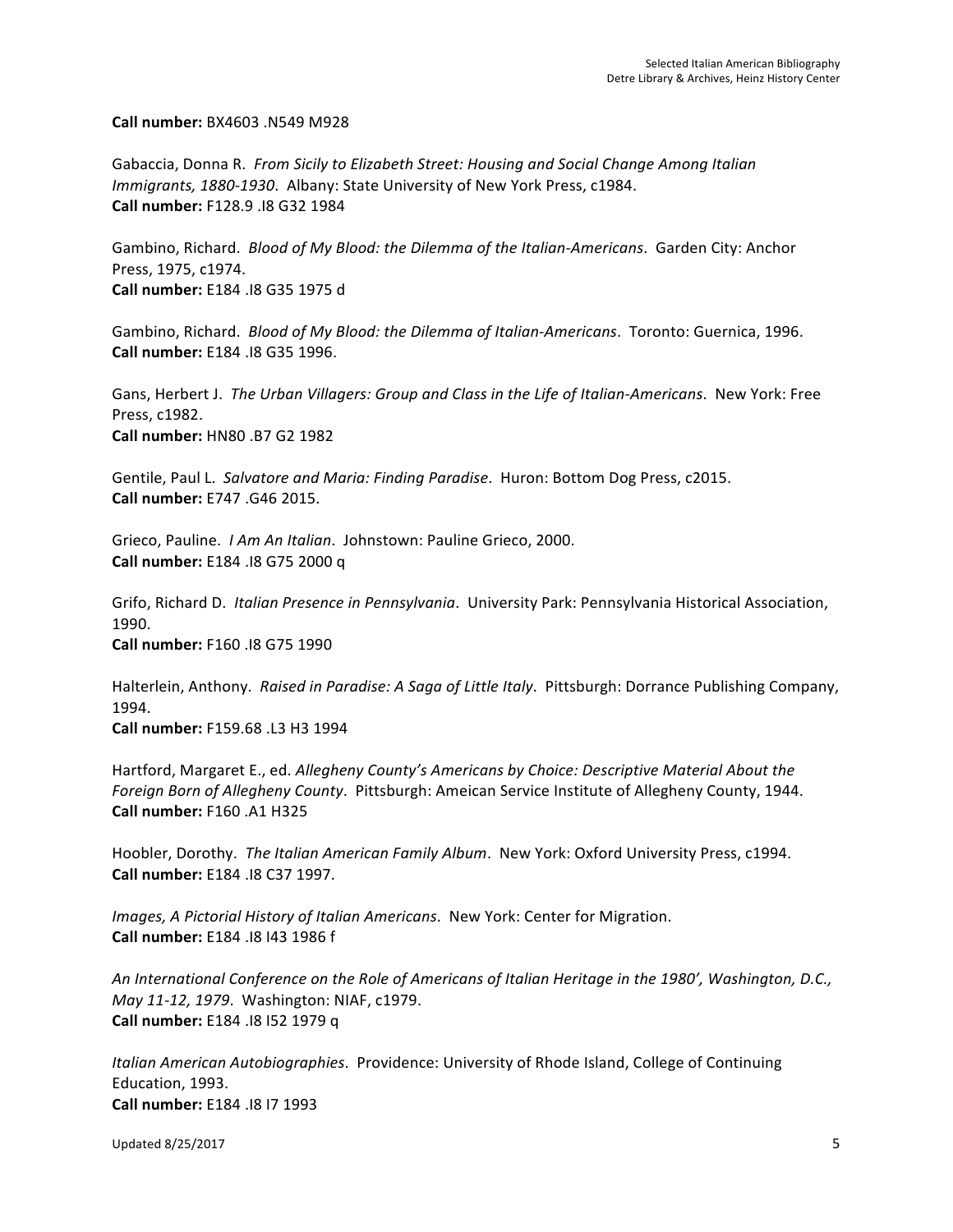**Call number:** BX4603 .N549 M928

Gabaccia, Donna R. *From Sicily to Elizabeth Street: Housing and Social Change Among Italian Immigrants, 1880-1930*. Albany: State University of New York Press, c1984.
**Call number:** F128.9 .I8 G32 1984

Gambino, Richard. *Blood of My Blood: the Dilemma of the Italian-Americans*. Garden City: Anchor Press, 1975, c1974.
**Call number:** E184 .I8 G35 1975 d

Gambino, Richard. *Blood of My Blood: the Dilemma of Italian-Americans*. Toronto: Guernica, 1996.
**Call number:** E184 .I8 G35 1996.

Gans, Herbert J. *The Urban Villagers: Group and Class in the Life of Italian-Americans*. New York: Free Press, c1982.
**Call number:** HN80 .B7 G2 1982

Gentile, Paul L. *Salvatore and Maria: Finding Paradise*. Huron: Bottom Dog Press, c2015.
**Call number:** E747 .G46 2015.

Grieco, Pauline. *I Am An Italian*. Johnstown: Pauline Grieco, 2000.
**Call number:** E184 .I8 G75 2000 q

Grifo, Richard D. *Italian Presence in Pennsylvania*. University Park: Pennsylvania Historical Association, 1990.
**Call number:** F160 .I8 G75 1990

Halterlein, Anthony. *Raised in Paradise: A Saga of Little Italy*. Pittsburgh: Dorrance Publishing Company, 1994.
**Call number:** F159.68 .L3 H3 1994

Hartford, Margaret E., ed. *Allegheny County's Americans by Choice: Descriptive Material About the Foreign Born of Allegheny County*. Pittsburgh: Ameican Service Institute of Allegheny County, 1944.
**Call number:** F160 .A1 H325

Hoobler, Dorothy. *The Italian American Family Album*. New York: Oxford University Press, c1994.
**Call number:** E184 .I8 C37 1997.

*Images, A Pictorial History of Italian Americans*. New York: Center for Migration.
**Call number:** E184 .I8 I43 1986 f

*An International Conference on the Role of Americans of Italian Heritage in the 1980', Washington, D.C., May 11-12, 1979*. Washington: NIAF, c1979.
**Call number:** E184 .I8 I52 1979 q

*Italian American Autobiographies*. Providence: University of Rhode Island, College of Continuing Education, 1993.
**Call number:** E184 .I8 I7 1993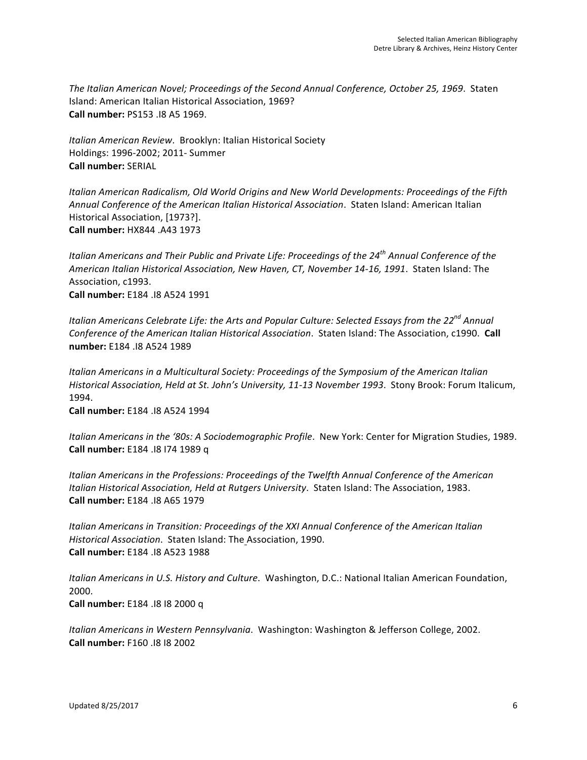*The Italian American Novel; Proceedings of the Second Annual Conference, October 25, 1969*. Staten Island: American Italian Historical Association, 1969?
**Call number:** PS153 .I8 A5 1969.

*Italian American Review*. Brooklyn: Italian Historical Society
Holdings: 1996-2002; 2011- Summer
**Call number:** SERIAL

*Italian American Radicalism, Old World Origins and New World Developments: Proceedings of the Fifth Annual Conference of the American Italian Historical Association*. Staten Island: American Italian Historical Association, [1973?].
**Call number:** HX844 .A43 1973

*Italian Americans and Their Public and Private Life: Proceedings of the 24th Annual Conference of the American Italian Historical Association, New Haven, CT, November 14-16, 1991*. Staten Island: The Association, c1993.
**Call number:** E184 .I8 A524 1991

*Italian Americans Celebrate Life: the Arts and Popular Culture: Selected Essays from the 22nd Annual Conference of the American Italian Historical Association*. Staten Island: The Association, c1990. **Call number:** E184 .I8 A524 1989

*Italian Americans in a Multicultural Society: Proceedings of the Symposium of the American Italian Historical Association, Held at St. John's University, 11-13 November 1993*. Stony Brook: Forum Italicum, 1994.
**Call number:** E184 .I8 A524 1994

*Italian Americans in the '80s: A Sociodemographic Profile*. New York: Center for Migration Studies, 1989.
**Call number:** E184 .I8 I74 1989 q

*Italian Americans in the Professions: Proceedings of the Twelfth Annual Conference of the American Italian Historical Association, Held at Rutgers University*. Staten Island: The Association, 1983.
**Call number:** E184 .I8 A65 1979

*Italian Americans in Transition: Proceedings of the XXI Annual Conference of the American Italian Historical Association*. Staten Island: The Association, 1990.
**Call number:** E184 .I8 A523 1988

*Italian Americans in U.S. History and Culture*. Washington, D.C.: National Italian American Foundation, 2000.
**Call number:** E184 .I8 I8 2000 q

*Italian Americans in Western Pennsylvania*. Washington: Washington & Jefferson College, 2002.
**Call number:** F160 .I8 I8 2002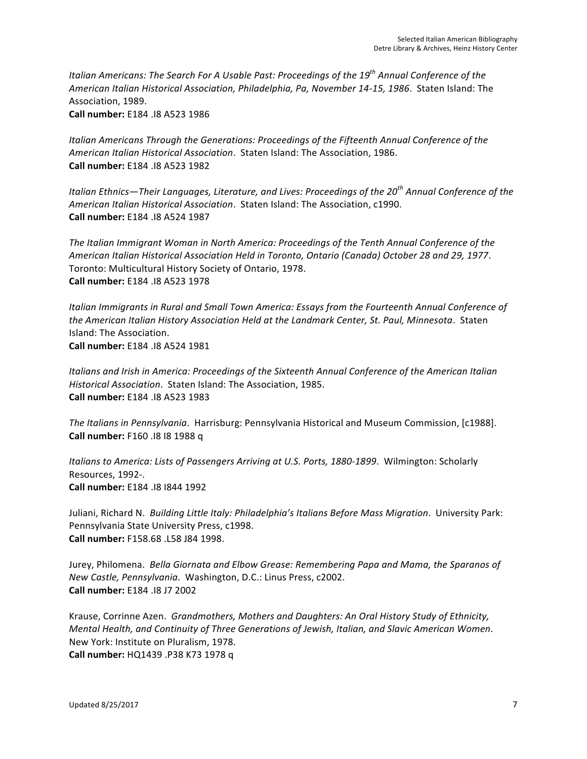*Italian Americans: The Search For A Usable Past: Proceedings of the 19th Annual Conference of the American Italian Historical Association, Philadelphia, Pa, November 14-15, 1986*. Staten Island: The Association, 1989.
**Call number:** E184 .I8 A523 1986

*Italian Americans Through the Generations: Proceedings of the Fifteenth Annual Conference of the American Italian Historical Association*. Staten Island: The Association, 1986.
**Call number:** E184 .I8 A523 1982

*Italian Ethnics—Their Languages, Literature, and Lives: Proceedings of the 20th Annual Conference of the American Italian Historical Association*. Staten Island: The Association, c1990.
**Call number:** E184 .I8 A524 1987

*The Italian Immigrant Woman in North America: Proceedings of the Tenth Annual Conference of the American Italian Historical Association Held in Toronto, Ontario (Canada) October 28 and 29, 1977*. Toronto: Multicultural History Society of Ontario, 1978.
**Call number:** E184 .I8 A523 1978

*Italian Immigrants in Rural and Small Town America: Essays from the Fourteenth Annual Conference of the American Italian History Association Held at the Landmark Center, St. Paul, Minnesota*. Staten Island: The Association.
**Call number:** E184 .I8 A524 1981

*Italians and Irish in America: Proceedings of the Sixteenth Annual Conference of the American Italian Historical Association*. Staten Island: The Association, 1985.
**Call number:** E184 .I8 A523 1983

*The Italians in Pennsylvania*. Harrisburg: Pennsylvania Historical and Museum Commission, [c1988].
**Call number:** F160 .I8 I8 1988 q

*Italians to America: Lists of Passengers Arriving at U.S. Ports, 1880-1899*. Wilmington: Scholarly Resources, 1992-.
**Call number:** E184 .I8 I844 1992

Juliani, Richard N. *Building Little Italy: Philadelphia's Italians Before Mass Migration*. University Park: Pennsylvania State University Press, c1998.
**Call number:** F158.68 .L58 J84 1998.

Jurey, Philomena. *Bella Giornata and Elbow Grease: Remembering Papa and Mama, the Sparanos of New Castle, Pennsylvania*. Washington, D.C.: Linus Press, c2002.
**Call number:** E184 .I8 J7 2002

Krause, Corrinne Azen. *Grandmothers, Mothers and Daughters: An Oral History Study of Ethnicity, Mental Health, and Continuity of Three Generations of Jewish, Italian, and Slavic American Women*. New York: Institute on Pluralism, 1978.
**Call number:** HQ1439 .P38 K73 1978 q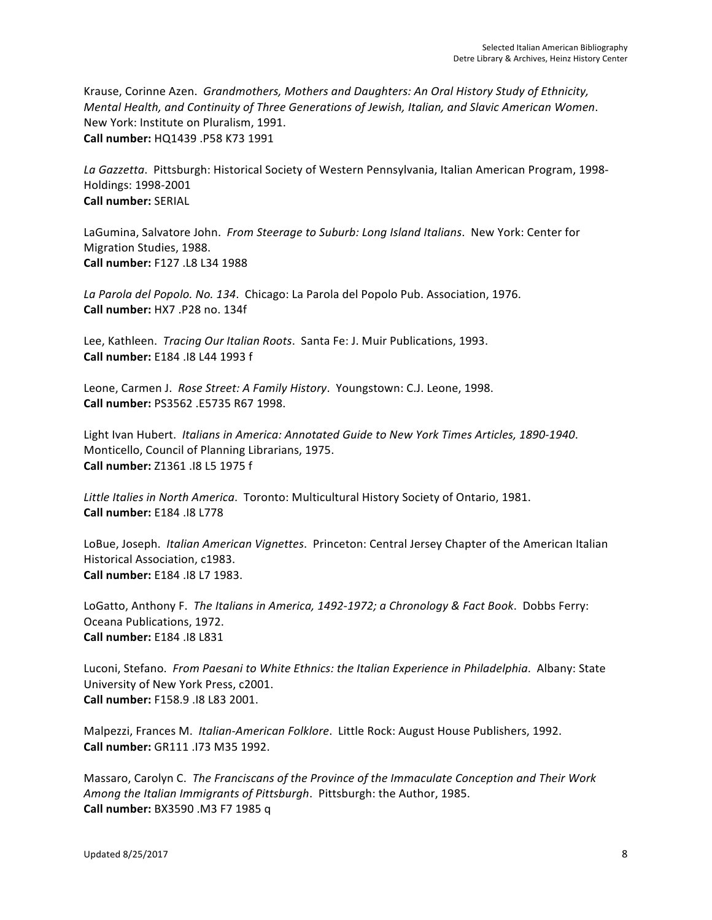Krause, Corinne Azen. *Grandmothers, Mothers and Daughters: An Oral History Study of Ethnicity, Mental Health, and Continuity of Three Generations of Jewish, Italian, and Slavic American Women*. New York: Institute on Pluralism, 1991.
**Call number:** HQ1439 .P58 K73 1991

*La Gazzetta*. Pittsburgh: Historical Society of Western Pennsylvania, Italian American Program, 1998-
Holdings: 1998-2001
**Call number:** SERIAL

LaGumina, Salvatore John. *From Steerage to Suburb: Long Island Italians*. New York: Center for Migration Studies, 1988.
**Call number:** F127 .L8 L34 1988

*La Parola del Popolo. No. 134*. Chicago: La Parola del Popolo Pub. Association, 1976.
**Call number:** HX7 .P28 no. 134f

Lee, Kathleen. *Tracing Our Italian Roots*. Santa Fe: J. Muir Publications, 1993.
**Call number:** E184 .I8 L44 1993 f

Leone, Carmen J. *Rose Street: A Family History*. Youngstown: C.J. Leone, 1998.
**Call number:** PS3562 .E5735 R67 1998.

Light Ivan Hubert. *Italians in America: Annotated Guide to New York Times Articles, 1890-1940*. Monticello, Council of Planning Librarians, 1975.
**Call number:** Z1361 .I8 L5 1975 f

*Little Italies in North America*. Toronto: Multicultural History Society of Ontario, 1981.
**Call number:** E184 .I8 L778

LoBue, Joseph. *Italian American Vignettes*. Princeton: Central Jersey Chapter of the American Italian Historical Association, c1983.
**Call number:** E184 .I8 L7 1983.

LoGatto, Anthony F. *The Italians in America, 1492-1972; a Chronology & Fact Book*. Dobbs Ferry: Oceana Publications, 1972.
**Call number:** E184 .I8 L831

Luconi, Stefano. *From Paesani to White Ethnics: the Italian Experience in Philadelphia*. Albany: State University of New York Press, c2001.
**Call number:** F158.9 .I8 L83 2001.

Malpezzi, Frances M. *Italian-American Folklore*. Little Rock: August House Publishers, 1992.
**Call number:** GR111 .I73 M35 1992.

Massaro, Carolyn C. *The Franciscans of the Province of the Immaculate Conception and Their Work Among the Italian Immigrants of Pittsburgh*. Pittsburgh: the Author, 1985.
**Call number:** BX3590 .M3 F7 1985 q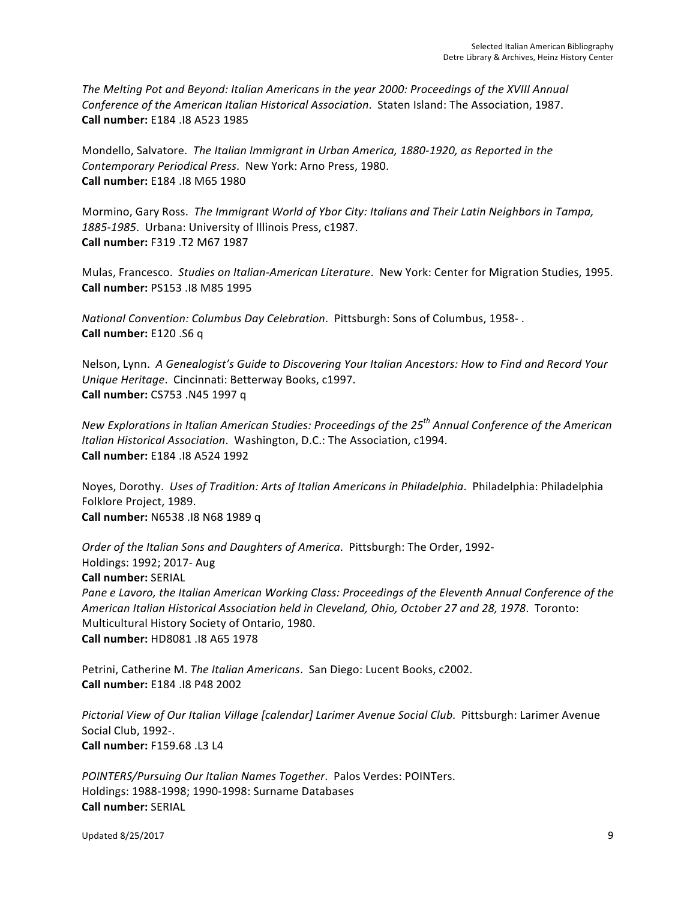*The Melting Pot and Beyond: Italian Americans in the year 2000: Proceedings of the XVIII Annual Conference of the American Italian Historical Association*. Staten Island: The Association, 1987.
**Call number:** E184 .I8 A523 1985

Mondello, Salvatore. *The Italian Immigrant in Urban America, 1880-1920, as Reported in the Contemporary Periodical Press*. New York: Arno Press, 1980.
**Call number:** E184 .I8 M65 1980

Mormino, Gary Ross. *The Immigrant World of Ybor City: Italians and Their Latin Neighbors in Tampa, 1885-1985*. Urbana: University of Illinois Press, c1987.
**Call number:** F319 .T2 M67 1987

Mulas, Francesco. *Studies on Italian-American Literature*. New York: Center for Migration Studies, 1995.
**Call number:** PS153 .I8 M85 1995

*National Convention: Columbus Day Celebration*. Pittsburgh: Sons of Columbus, 1958- .
**Call number:** E120 .S6 q

Nelson, Lynn. *A Genealogist's Guide to Discovering Your Italian Ancestors: How to Find and Record Your Unique Heritage*. Cincinnati: Betterway Books, c1997.
**Call number:** CS753 .N45 1997 q

*New Explorations in Italian American Studies: Proceedings of the 25th Annual Conference of the American Italian Historical Association*. Washington, D.C.: The Association, c1994.
**Call number:** E184 .I8 A524 1992

Noyes, Dorothy. *Uses of Tradition: Arts of Italian Americans in Philadelphia*. Philadelphia: Philadelphia Folklore Project, 1989.
**Call number:** N6538 .I8 N68 1989 q

*Order of the Italian Sons and Daughters of America*. Pittsburgh: The Order, 1992-
Holdings: 1992; 2017- Aug
**Call number:** SERIAL

*Pane e Lavoro, the Italian American Working Class: Proceedings of the Eleventh Annual Conference of the American Italian Historical Association held in Cleveland, Ohio, October 27 and 28, 1978*. Toronto: Multicultural History Society of Ontario, 1980.
**Call number:** HD8081 .I8 A65 1978

Petrini, Catherine M. *The Italian Americans*. San Diego: Lucent Books, c2002.
**Call number:** E184 .I8 P48 2002

*Pictorial View of Our Italian Village [calendar] Larimer Avenue Social Club*. Pittsburgh: Larimer Avenue Social Club, 1992-.
**Call number:** F159.68 .L3 L4

*POINTERS/Pursuing Our Italian Names Together*. Palos Verdes: POINTers.
Holdings: 1988-1998; 1990-1998: Surname Databases
**Call number:** SERIAL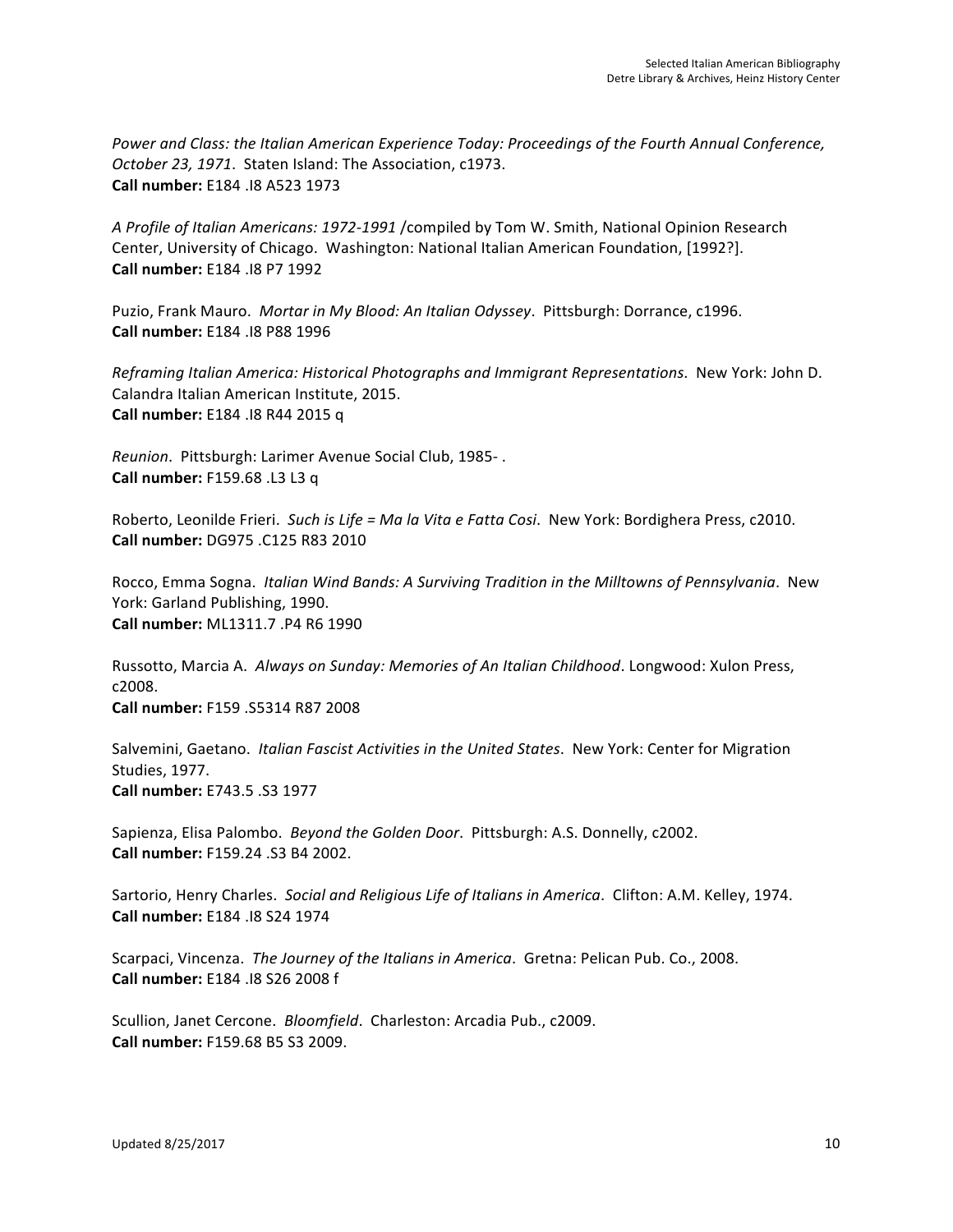*Power and Class: the Italian American Experience Today: Proceedings of the Fourth Annual Conference, October 23, 1971*. Staten Island: The Association, c1973.
**Call number:** E184 .I8 A523 1973

*A Profile of Italian Americans: 1972-1991* /compiled by Tom W. Smith, National Opinion Research Center, University of Chicago. Washington: National Italian American Foundation, [1992?].
**Call number:** E184 .I8 P7 1992

Puzio, Frank Mauro. *Mortar in My Blood: An Italian Odyssey*. Pittsburgh: Dorrance, c1996.
**Call number:** E184 .I8 P88 1996

*Reframing Italian America: Historical Photographs and Immigrant Representations*. New York: John D. Calandra Italian American Institute, 2015.
**Call number:** E184 .I8 R44 2015 q

*Reunion*. Pittsburgh: Larimer Avenue Social Club, 1985- .
**Call number:** F159.68 .L3 L3 q

Roberto, Leonilde Frieri. *Such is Life = Ma la Vita e Fatta Cosi*. New York: Bordighera Press, c2010.
**Call number:** DG975 .C125 R83 2010

Rocco, Emma Sogna. *Italian Wind Bands: A Surviving Tradition in the Milltowns of Pennsylvania*. New York: Garland Publishing, 1990.
**Call number:** ML1311.7 .P4 R6 1990

Russotto, Marcia A. *Always on Sunday: Memories of An Italian Childhood*. Longwood: Xulon Press, c2008.
**Call number:** F159 .S5314 R87 2008

Salvemini, Gaetano. *Italian Fascist Activities in the United States*. New York: Center for Migration Studies, 1977.
**Call number:** E743.5 .S3 1977

Sapienza, Elisa Palombo. *Beyond the Golden Door*. Pittsburgh: A.S. Donnelly, c2002.
**Call number:** F159.24 .S3 B4 2002.

Sartorio, Henry Charles. *Social and Religious Life of Italians in America*. Clifton: A.M. Kelley, 1974.
**Call number:** E184 .I8 S24 1974

Scarpaci, Vincenza. *The Journey of the Italians in America*. Gretna: Pelican Pub. Co., 2008.
**Call number:** E184 .I8 S26 2008 f

Scullion, Janet Cercone. *Bloomfield*. Charleston: Arcadia Pub., c2009.
**Call number:** F159.68 B5 S3 2009.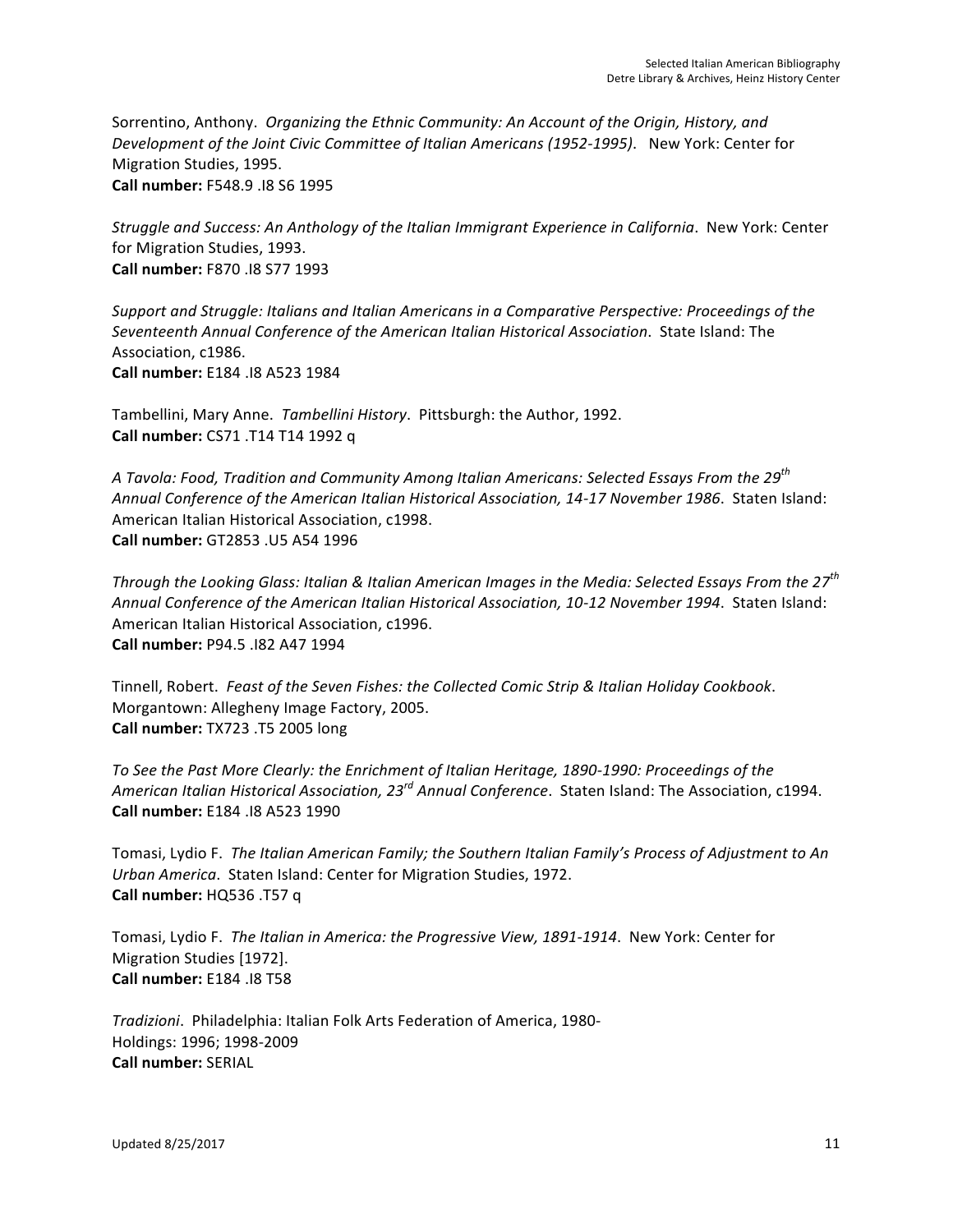Sorrentino, Anthony. *Organizing the Ethnic Community: An Account of the Origin, History, and Development of the Joint Civic Committee of Italian Americans (1952-1995)*. New York: Center for Migration Studies, 1995.
**Call number:** F548.9 .I8 S6 1995

*Struggle and Success: An Anthology of the Italian Immigrant Experience in California*. New York: Center for Migration Studies, 1993.
**Call number:** F870 .I8 S77 1993

*Support and Struggle: Italians and Italian Americans in a Comparative Perspective: Proceedings of the Seventeenth Annual Conference of the American Italian Historical Association*. State Island: The Association, c1986.
**Call number:** E184 .I8 A523 1984

Tambellini, Mary Anne. *Tambellini History*. Pittsburgh: the Author, 1992.
**Call number:** CS71 .T14 T14 1992 q

*A Tavola: Food, Tradition and Community Among Italian Americans: Selected Essays From the 29th Annual Conference of the American Italian Historical Association, 14-17 November 1986*. Staten Island: American Italian Historical Association, c1998.
**Call number:** GT2853 .U5 A54 1996

*Through the Looking Glass: Italian & Italian American Images in the Media: Selected Essays From the 27th Annual Conference of the American Italian Historical Association, 10-12 November 1994*. Staten Island: American Italian Historical Association, c1996.
**Call number:** P94.5 .I82 A47 1994

Tinnell, Robert. *Feast of the Seven Fishes: the Collected Comic Strip & Italian Holiday Cookbook*. Morgantown: Allegheny Image Factory, 2005.
**Call number:** TX723 .T5 2005 long

*To See the Past More Clearly: the Enrichment of Italian Heritage, 1890-1990: Proceedings of the American Italian Historical Association, 23rd Annual Conference*. Staten Island: The Association, c1994.
**Call number:** E184 .I8 A523 1990

Tomasi, Lydio F. *The Italian American Family; the Southern Italian Family's Process of Adjustment to An Urban America*. Staten Island: Center for Migration Studies, 1972.
**Call number:** HQ536 .T57 q

Tomasi, Lydio F. *The Italian in America: the Progressive View, 1891-1914*. New York: Center for Migration Studies [1972].
**Call number:** E184 .I8 T58

*Tradizioni*. Philadelphia: Italian Folk Arts Federation of America, 1980-
Holdings: 1996; 1998-2009
**Call number:** SERIAL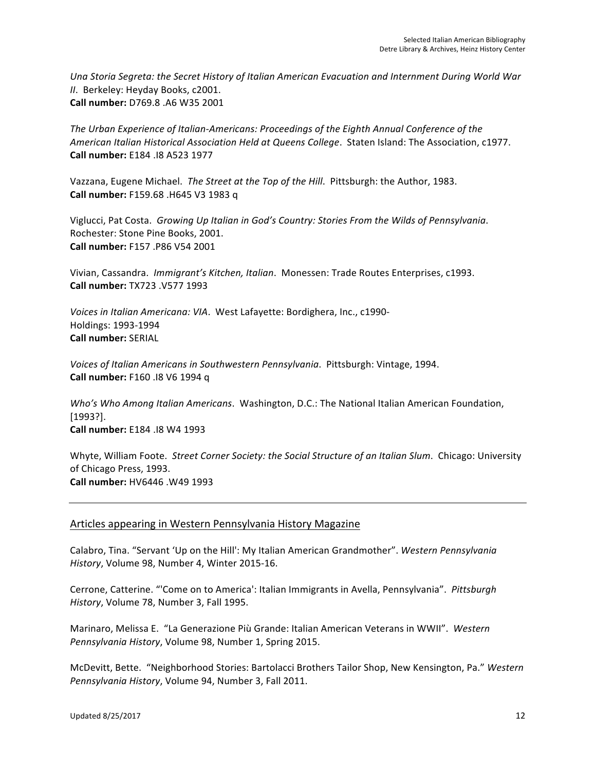*Una Storia Segreta: the Secret History of Italian American Evacuation and Internment During World War II*. Berkeley: Heyday Books, c2001.
**Call number:** D769.8 .A6 W35 2001

*The Urban Experience of Italian-Americans: Proceedings of the Eighth Annual Conference of the American Italian Historical Association Held at Queens College*. Staten Island: The Association, c1977.
**Call number:** E184 .I8 A523 1977

Vazzana, Eugene Michael. *The Street at the Top of the Hill*. Pittsburgh: the Author, 1983.
**Call number:** F159.68 .H645 V3 1983 q

Viglucci, Pat Costa. *Growing Up Italian in God's Country: Stories From the Wilds of Pennsylvania*. Rochester: Stone Pine Books, 2001.
**Call number:** F157 .P86 V54 2001

Vivian, Cassandra. *Immigrant's Kitchen, Italian*. Monessen: Trade Routes Enterprises, c1993.
**Call number:** TX723 .V577 1993

*Voices in Italian Americana: VIA*. West Lafayette: Bordighera, Inc., c1990-
Holdings: 1993-1994
**Call number:** SERIAL

*Voices of Italian Americans in Southwestern Pennsylvania*. Pittsburgh: Vintage, 1994.
**Call number:** F160 .I8 V6 1994 q

*Who's Who Among Italian Americans*. Washington, D.C.: The National Italian American Foundation, [1993?].
**Call number:** E184 .I8 W4 1993

Whyte, William Foote. *Street Corner Society: the Social Structure of an Italian Slum*. Chicago: University of Chicago Press, 1993.
**Call number:** HV6446 .W49 1993

---

## Articles appearing in Western Pennsylvania History Magazine

Calabro, Tina. "Servant 'Up on the Hill': My Italian American Grandmother". *Western Pennsylvania History*, Volume 98, Number 4, Winter 2015-16.

Cerrone, Catterine. "'Come on to America': Italian Immigrants in Avella, Pennsylvania". *Pittsburgh History*, Volume 78, Number 3, Fall 1995.

Marinaro, Melissa E. "La Generazione Più Grande: Italian American Veterans in WWII". *Western Pennsylvania History*, Volume 98, Number 1, Spring 2015.

McDevitt, Bette. "Neighborhood Stories: Bartolacci Brothers Tailor Shop, New Kensington, Pa." *Western Pennsylvania History*, Volume 94, Number 3, Fall 2011.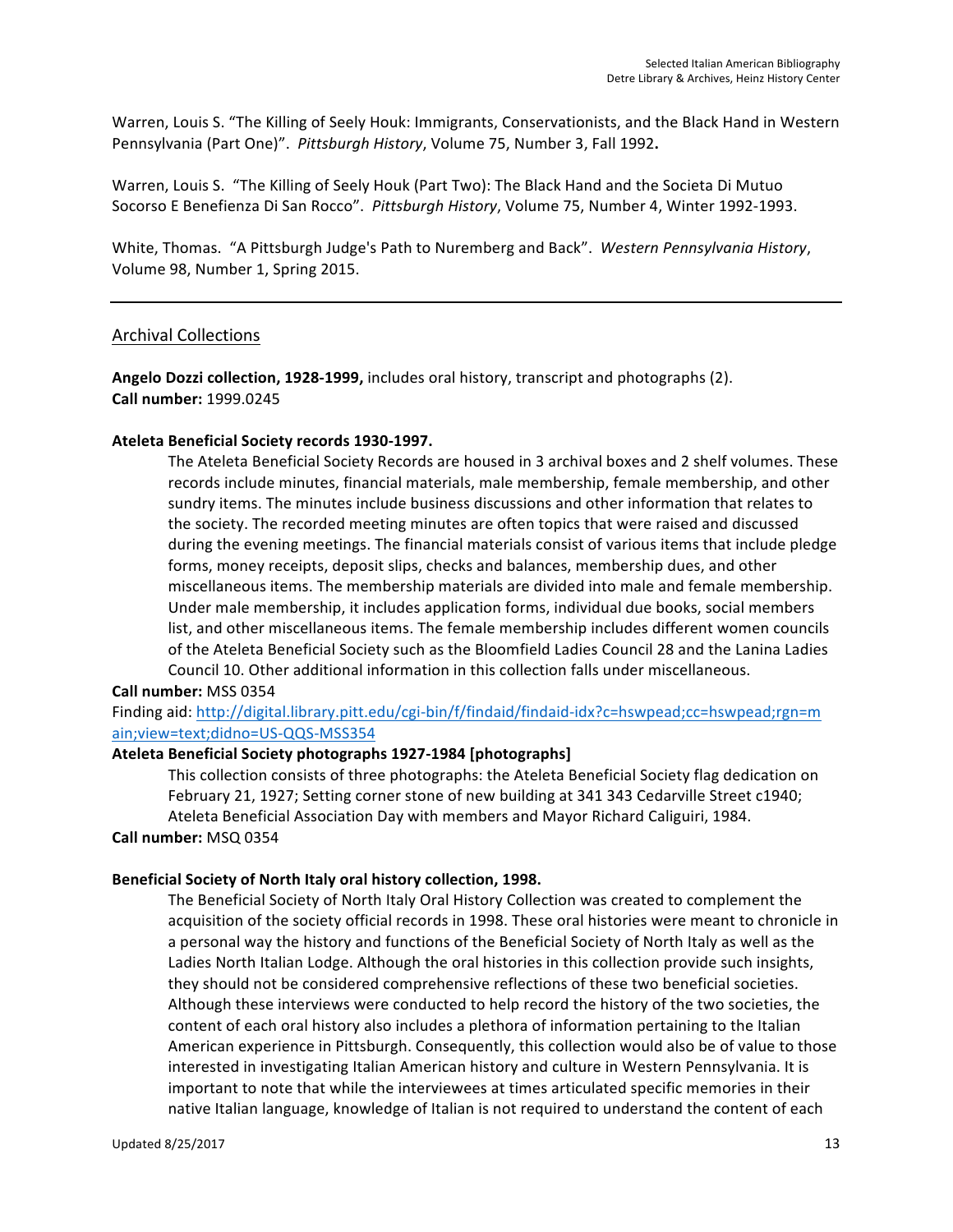Warren, Louis S. "The Killing of Seely Houk: Immigrants, Conservationists, and the Black Hand in Western Pennsylvania (Part One)". *Pittsburgh History*, Volume 75, Number 3, Fall 1992**.**

Warren, Louis S. "The Killing of Seely Houk (Part Two): The Black Hand and the Societa Di Mutuo Socorso E Benefienza Di San Rocco". *Pittsburgh History*, Volume 75, Number 4, Winter 1992-1993.

White, Thomas. "A Pittsburgh Judge's Path to Nuremberg and Back". *Western Pennsylvania History*, Volume 98, Number 1, Spring 2015.

---

## Archival Collections

**Angelo Dozzi collection, 1928-1999,** includes oral history, transcript and photographs (2).
**Call number:** 1999.0245

**Ateleta Beneficial Society records 1930-1997.**

> The Ateleta Beneficial Society Records are housed in 3 archival boxes and 2 shelf volumes. These records include minutes, financial materials, male membership, female membership, and other sundry items. The minutes include business discussions and other information that relates to the society. The recorded meeting minutes are often topics that were raised and discussed during the evening meetings. The financial materials consist of various items that include pledge forms, money receipts, deposit slips, checks and balances, membership dues, and other miscellaneous items. The membership materials are divided into male and female membership. Under male membership, it includes application forms, individual due books, social members list, and other miscellaneous items. The female membership includes different women councils of the Ateleta Beneficial Society such as the Bloomfield Ladies Council 28 and the Lanina Ladies Council 10. Other additional information in this collection falls under miscellaneous.

**Call number:** MSS 0354
Finding aid: http://digital.library.pitt.edu/cgi-bin/f/findaid/findaid-idx?c=hswpead;cc=hswpead;rgn=main;view=text;didno=US-QQS-MSS354

**Ateleta Beneficial Society photographs 1927-1984 [photographs]**

> This collection consists of three photographs: the Ateleta Beneficial Society flag dedication on February 21, 1927; Setting corner stone of new building at 341 343 Cedarville Street c1940; Ateleta Beneficial Association Day with members and Mayor Richard Caliguiri, 1984.

**Call number:** MSQ 0354

**Beneficial Society of North Italy oral history collection, 1998.**

> The Beneficial Society of North Italy Oral History Collection was created to complement the acquisition of the society official records in 1998. These oral histories were meant to chronicle in a personal way the history and functions of the Beneficial Society of North Italy as well as the Ladies North Italian Lodge. Although the oral histories in this collection provide such insights, they should not be considered comprehensive reflections of these two beneficial societies. Although these interviews were conducted to help record the history of the two societies, the content of each oral history also includes a plethora of information pertaining to the Italian American experience in Pittsburgh. Consequently, this collection would also be of value to those interested in investigating Italian American history and culture in Western Pennsylvania. It is important to note that while the interviewees at times articulated specific memories in their native Italian language, knowledge of Italian is not required to understand the content of each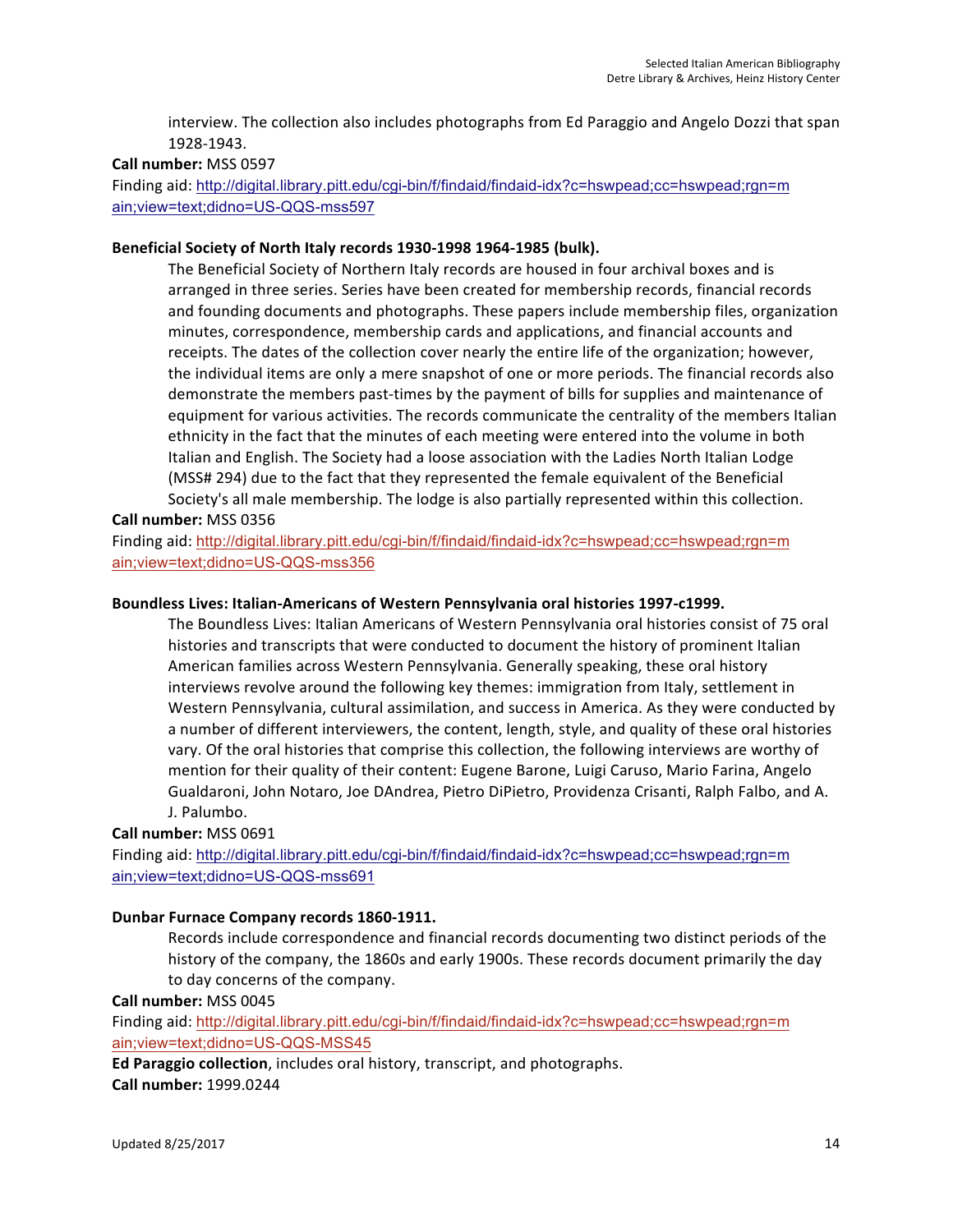interview. The collection also includes photographs from Ed Paraggio and Angelo Dozzi that span 1928-1943.

**Call number:** MSS 0597

Finding aid: http://digital.library.pitt.edu/cgi-bin/f/findaid/findaid-idx?c=hswpead;cc=hswpead;rgn=main;view=text;didno=US-QQS-mss597

**Beneficial Society of North Italy records 1930-1998 1964-1985 (bulk).**

The Beneficial Society of Northern Italy records are housed in four archival boxes and is arranged in three series. Series have been created for membership records, financial records and founding documents and photographs. These papers include membership files, organization minutes, correspondence, membership cards and applications, and financial accounts and receipts. The dates of the collection cover nearly the entire life of the organization; however, the individual items are only a mere snapshot of one or more periods. The financial records also demonstrate the members past-times by the payment of bills for supplies and maintenance of equipment for various activities. The records communicate the centrality of the members Italian ethnicity in the fact that the minutes of each meeting were entered into the volume in both Italian and English. The Society had a loose association with the Ladies North Italian Lodge (MSS# 294) due to the fact that they represented the female equivalent of the Beneficial Society's all male membership. The lodge is also partially represented within this collection.

**Call number:** MSS 0356

Finding aid: http://digital.library.pitt.edu/cgi-bin/f/findaid/findaid-idx?c=hswpead;cc=hswpead;rgn=main;view=text;didno=US-QQS-mss356

**Boundless Lives: Italian-Americans of Western Pennsylvania oral histories 1997-c1999.**

The Boundless Lives: Italian Americans of Western Pennsylvania oral histories consist of 75 oral histories and transcripts that were conducted to document the history of prominent Italian American families across Western Pennsylvania. Generally speaking, these oral history interviews revolve around the following key themes: immigration from Italy, settlement in Western Pennsylvania, cultural assimilation, and success in America. As they were conducted by a number of different interviewers, the content, length, style, and quality of these oral histories vary. Of the oral histories that comprise this collection, the following interviews are worthy of mention for their quality of their content: Eugene Barone, Luigi Caruso, Mario Farina, Angelo Gualdaroni, John Notaro, Joe DAndrea, Pietro DiPietro, Providenza Crisanti, Ralph Falbo, and A. J. Palumbo.

**Call number:** MSS 0691

Finding aid: http://digital.library.pitt.edu/cgi-bin/f/findaid/findaid-idx?c=hswpead;cc=hswpead;rgn=main;view=text;didno=US-QQS-mss691

**Dunbar Furnace Company records 1860-1911.**

Records include correspondence and financial records documenting two distinct periods of the history of the company, the 1860s and early 1900s. These records document primarily the day to day concerns of the company.

**Call number:** MSS 0045

Finding aid: http://digital.library.pitt.edu/cgi-bin/f/findaid/findaid-idx?c=hswpead;cc=hswpead;rgn=main;view=text;didno=US-QQS-MSS45

**Ed Paraggio collection**, includes oral history, transcript, and photographs.

**Call number:** 1999.0244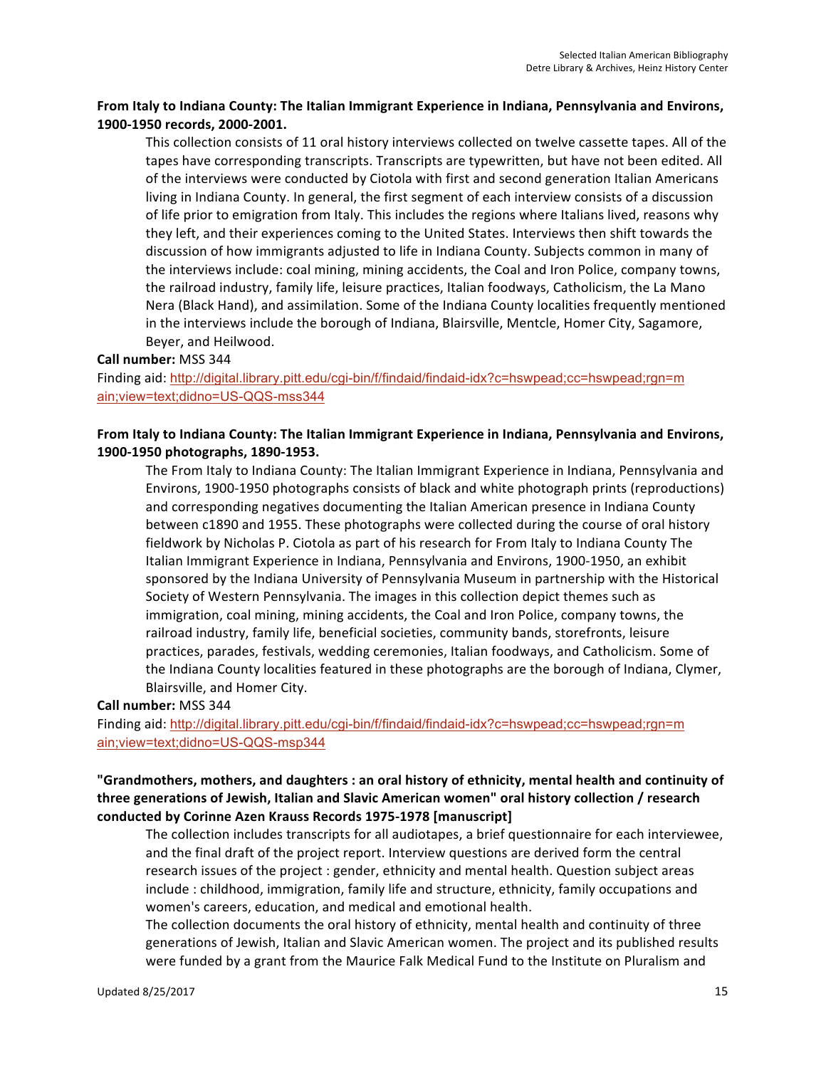**From Italy to Indiana County: The Italian Immigrant Experience in Indiana, Pennsylvania and Environs, 1900-1950 records, 2000-2001.**

This collection consists of 11 oral history interviews collected on twelve cassette tapes. All of the tapes have corresponding transcripts. Transcripts are typewritten, but have not been edited. All of the interviews were conducted by Ciotola with first and second generation Italian Americans living in Indiana County. In general, the first segment of each interview consists of a discussion of life prior to emigration from Italy. This includes the regions where Italians lived, reasons why they left, and their experiences coming to the United States. Interviews then shift towards the discussion of how immigrants adjusted to life in Indiana County. Subjects common in many of the interviews include: coal mining, mining accidents, the Coal and Iron Police, company towns, the railroad industry, family life, leisure practices, Italian foodways, Catholicism, the La Mano Nera (Black Hand), and assimilation. Some of the Indiana County localities frequently mentioned in the interviews include the borough of Indiana, Blairsville, Mentcle, Homer City, Sagamore, Beyer, and Heilwood.

**Call number:** MSS 344

Finding aid: http://digital.library.pitt.edu/cgi-bin/f/findaid/findaid-idx?c=hswpead;cc=hswpead;rgn=main;view=text;didno=US-QQS-mss344

**From Italy to Indiana County: The Italian Immigrant Experience in Indiana, Pennsylvania and Environs, 1900-1950 photographs, 1890-1953.**

The From Italy to Indiana County: The Italian Immigrant Experience in Indiana, Pennsylvania and Environs, 1900-1950 photographs consists of black and white photograph prints (reproductions) and corresponding negatives documenting the Italian American presence in Indiana County between c1890 and 1955. These photographs were collected during the course of oral history fieldwork by Nicholas P. Ciotola as part of his research for From Italy to Indiana County The Italian Immigrant Experience in Indiana, Pennsylvania and Environs, 1900-1950, an exhibit sponsored by the Indiana University of Pennsylvania Museum in partnership with the Historical Society of Western Pennsylvania. The images in this collection depict themes such as immigration, coal mining, mining accidents, the Coal and Iron Police, company towns, the railroad industry, family life, beneficial societies, community bands, storefronts, leisure practices, parades, festivals, wedding ceremonies, Italian foodways, and Catholicism. Some of the Indiana County localities featured in these photographs are the borough of Indiana, Clymer, Blairsville, and Homer City.

**Call number:** MSS 344

Finding aid: http://digital.library.pitt.edu/cgi-bin/f/findaid/findaid-idx?c=hswpead;cc=hswpead;rgn=main;view=text;didno=US-QQS-msp344

**"Grandmothers, mothers, and daughters : an oral history of ethnicity, mental health and continuity of three generations of Jewish, Italian and Slavic American women" oral history collection / research conducted by Corinne Azen Krauss Records 1975-1978 [manuscript]**

The collection includes transcripts for all audiotapes, a brief questionnaire for each interviewee, and the final draft of the project report. Interview questions are derived form the central research issues of the project : gender, ethnicity and mental health. Question subject areas include : childhood, immigration, family life and structure, ethnicity, family occupations and women's careers, education, and medical and emotional health.

The collection documents the oral history of ethnicity, mental health and continuity of three generations of Jewish, Italian and Slavic American women. The project and its published results were funded by a grant from the Maurice Falk Medical Fund to the Institute on Pluralism and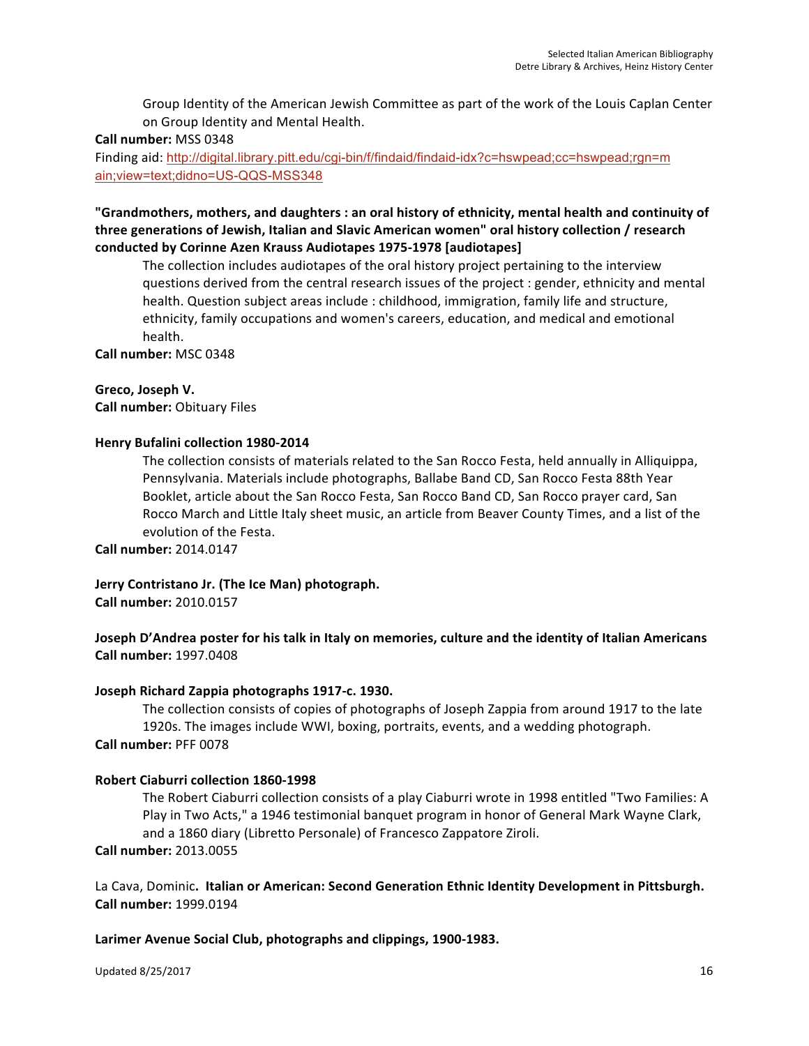Group Identity of the American Jewish Committee as part of the work of the Louis Caplan Center on Group Identity and Mental Health.

**Call number:** MSS 0348

Finding aid: http://digital.library.pitt.edu/cgi-bin/f/findaid/findaid-idx?c=hswpead;cc=hswpead;rgn=main;view=text;didno=US-QQS-MSS348

**"Grandmothers, mothers, and daughters : an oral history of ethnicity, mental health and continuity of three generations of Jewish, Italian and Slavic American women" oral history collection / research conducted by Corinne Azen Krauss Audiotapes 1975-1978 [audiotapes]**

The collection includes audiotapes of the oral history project pertaining to the interview questions derived from the central research issues of the project : gender, ethnicity and mental health. Question subject areas include : childhood, immigration, family life and structure, ethnicity, family occupations and women's careers, education, and medical and emotional health.

**Call number:** MSC 0348

**Greco, Joseph V.**
**Call number:** Obituary Files

**Henry Bufalini collection 1980-2014**

The collection consists of materials related to the San Rocco Festa, held annually in Alliquippa, Pennsylvania. Materials include photographs, Ballabe Band CD, San Rocco Festa 88th Year Booklet, article about the San Rocco Festa, San Rocco Band CD, San Rocco prayer card, San Rocco March and Little Italy sheet music, an article from Beaver County Times, and a list of the evolution of the Festa.

**Call number:** 2014.0147

**Jerry Contristano Jr. (The Ice Man) photograph.**
**Call number:** 2010.0157

**Joseph D'Andrea poster for his talk in Italy on memories, culture and the identity of Italian Americans**
**Call number:** 1997.0408

**Joseph Richard Zappia photographs 1917-c. 1930.**

The collection consists of copies of photographs of Joseph Zappia from around 1917 to the late 1920s. The images include WWI, boxing, portraits, events, and a wedding photograph.

**Call number:** PFF 0078

**Robert Ciaburri collection 1860-1998**

The Robert Ciaburri collection consists of a play Ciaburri wrote in 1998 entitled "Two Families: A Play in Two Acts," a 1946 testimonial banquet program in honor of General Mark Wayne Clark, and a 1860 diary (Libretto Personale) of Francesco Zappatore Ziroli.

**Call number:** 2013.0055

La Cava, Dominic**. Italian or American: Second Generation Ethnic Identity Development in Pittsburgh.**
**Call number:** 1999.0194

**Larimer Avenue Social Club, photographs and clippings, 1900-1983.**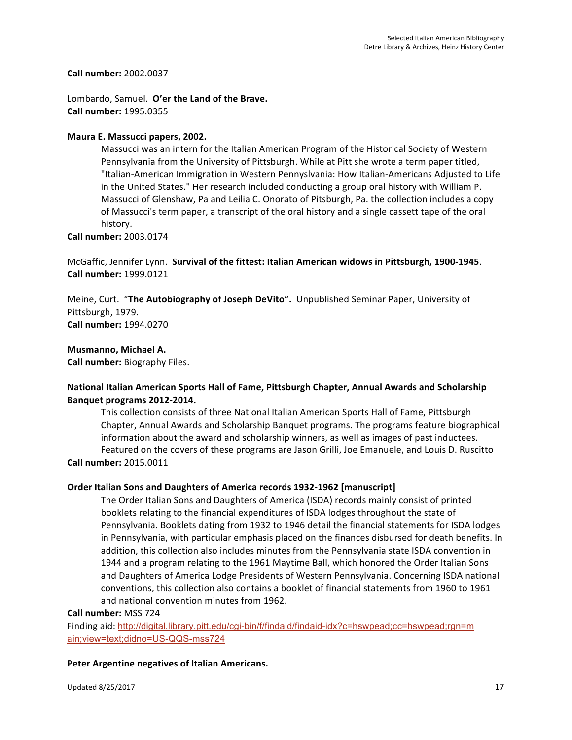**Call number:** 2002.0037

Lombardo, Samuel. **O'er the Land of the Brave.**
**Call number:** 1995.0355

**Maura E. Massucci papers, 2002.**

Massucci was an intern for the Italian American Program of the Historical Society of Western Pennsylvania from the University of Pittsburgh. While at Pitt she wrote a term paper titled, "Italian-American Immigration in Western Pennsylvania: How Italian-Americans Adjusted to Life in the United States." Her research included conducting a group oral history with William P. Massucci of Glenshaw, Pa and Leilia C. Onorato of Pitsburgh, Pa. the collection includes a copy of Massucci's term paper, a transcript of the oral history and a single cassett tape of the oral history.

**Call number:** 2003.0174

McGaffic, Jennifer Lynn. **Survival of the fittest: Italian American widows in Pittsburgh, 1900-1945**.
**Call number:** 1999.0121

Meine, Curt. "**The Autobiography of Joseph DeVito".** Unpublished Seminar Paper, University of Pittsburgh, 1979.
**Call number:** 1994.0270

**Musmanno, Michael A.**
**Call number:** Biography Files.

**National Italian American Sports Hall of Fame, Pittsburgh Chapter, Annual Awards and Scholarship Banquet programs 2012-2014.**

This collection consists of three National Italian American Sports Hall of Fame, Pittsburgh Chapter, Annual Awards and Scholarship Banquet programs. The programs feature biographical information about the award and scholarship winners, as well as images of past inductees. Featured on the covers of these programs are Jason Grilli, Joe Emanuele, and Louis D. Ruscitto

**Call number:** 2015.0011

**Order Italian Sons and Daughters of America records 1932-1962 [manuscript]**

The Order Italian Sons and Daughters of America (ISDA) records mainly consist of printed booklets relating to the financial expenditures of ISDA lodges throughout the state of Pennsylvania. Booklets dating from 1932 to 1946 detail the financial statements for ISDA lodges in Pennsylvania, with particular emphasis placed on the finances disbursed for death benefits. In addition, this collection also includes minutes from the Pennsylvania state ISDA convention in 1944 and a program relating to the 1961 Maytime Ball, which honored the Order Italian Sons and Daughters of America Lodge Presidents of Western Pennsylvania. Concerning ISDA national conventions, this collection also contains a booklet of financial statements from 1960 to 1961 and national convention minutes from 1962.

**Call number:** MSS 724
Finding aid: http://digital.library.pitt.edu/cgi-bin/f/findaid/findaid-idx?c=hswpead;cc=hswpead;rgn=main;view=text;didno=US-QQS-mss724

**Peter Argentine negatives of Italian Americans.**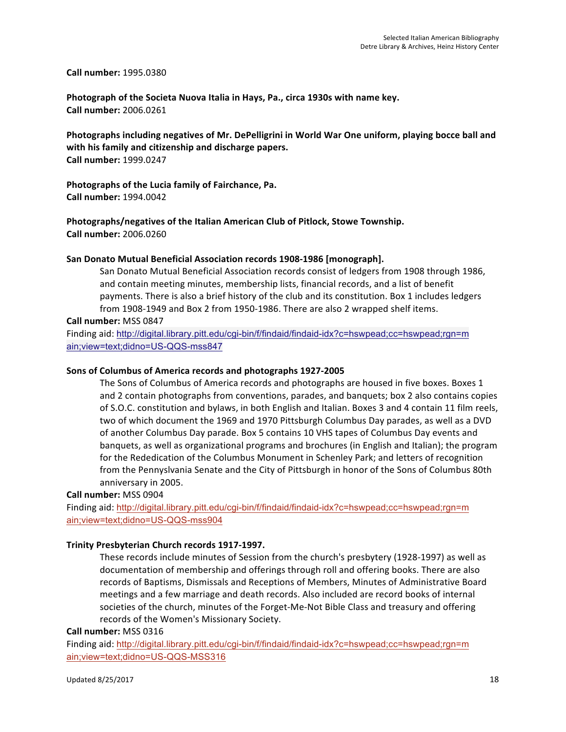**Call number:** 1995.0380

**Photograph of the Societa Nuova Italia in Hays, Pa., circa 1930s with name key.**
**Call number:** 2006.0261

**Photographs including negatives of Mr. DePelligrini in World War One uniform, playing bocce ball and with his family and citizenship and discharge papers.**
**Call number:** 1999.0247

**Photographs of the Lucia family of Fairchance, Pa.**
**Call number:** 1994.0042

**Photographs/negatives of the Italian American Club of Pitlock, Stowe Township.**
**Call number:** 2006.0260

**San Donato Mutual Beneficial Association records 1908-1986 [monograph].**

San Donato Mutual Beneficial Association records consist of ledgers from 1908 through 1986, and contain meeting minutes, membership lists, financial records, and a list of benefit payments. There is also a brief history of the club and its constitution. Box 1 includes ledgers from 1908-1949 and Box 2 from 1950-1986. There are also 2 wrapped shelf items.

**Call number:** MSS 0847
Finding aid: http://digital.library.pitt.edu/cgi-bin/f/findaid/findaid-idx?c=hswpead;cc=hswpead;rgn=main;view=text;didno=US-QQS-mss847

**Sons of Columbus of America records and photographs 1927-2005**

The Sons of Columbus of America records and photographs are housed in five boxes. Boxes 1 and 2 contain photographs from conventions, parades, and banquets; box 2 also contains copies of S.O.C. constitution and bylaws, in both English and Italian. Boxes 3 and 4 contain 11 film reels, two of which document the 1969 and 1970 Pittsburgh Columbus Day parades, as well as a DVD of another Columbus Day parade. Box 5 contains 10 VHS tapes of Columbus Day events and banquets, as well as organizational programs and brochures (in English and Italian); the program for the Rededication of the Columbus Monument in Schenley Park; and letters of recognition from the Pennyslvania Senate and the City of Pittsburgh in honor of the Sons of Columbus 80th anniversary in 2005.

**Call number:** MSS 0904
Finding aid: http://digital.library.pitt.edu/cgi-bin/f/findaid/findaid-idx?c=hswpead;cc=hswpead;rgn=main;view=text;didno=US-QQS-mss904

**Trinity Presbyterian Church records 1917-1997.**

These records include minutes of Session from the church's presbytery (1928-1997) as well as documentation of membership and offerings through roll and offering books. There are also records of Baptisms, Dismissals and Receptions of Members, Minutes of Administrative Board meetings and a few marriage and death records. Also included are record books of internal societies of the church, minutes of the Forget-Me-Not Bible Class and treasury and offering records of the Women's Missionary Society.

**Call number:** MSS 0316
Finding aid: http://digital.library.pitt.edu/cgi-bin/f/findaid/findaid-idx?c=hswpead;cc=hswpead;rgn=main;view=text;didno=US-QQS-MSS316

Updated 8/25/2017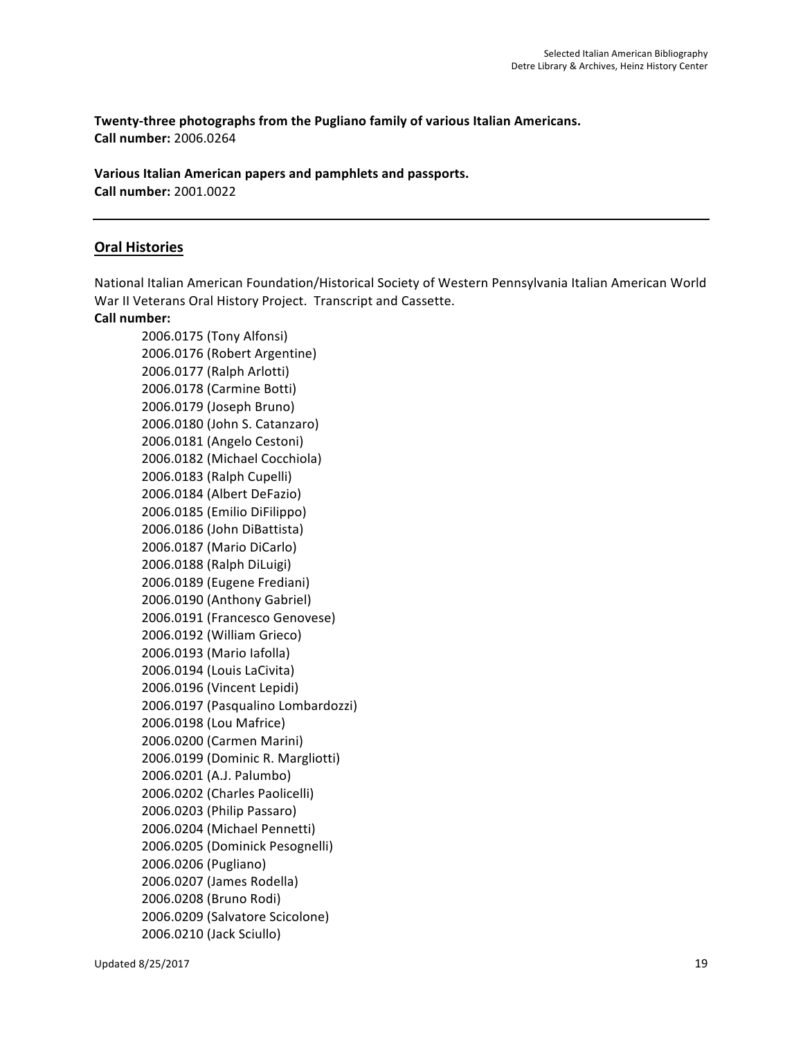**Twenty-three photographs from the Pugliano family of various Italian Americans.**
**Call number:** 2006.0264

**Various Italian American papers and pamphlets and passports.**
**Call number:** 2001.0022

---

## Oral Histories

National Italian American Foundation/Historical Society of Western Pennsylvania Italian American World War II Veterans Oral History Project. Transcript and Cassette.

**Call number:**

2006.0175 (Tony Alfonsi)
2006.0176 (Robert Argentine)
2006.0177 (Ralph Arlotti)
2006.0178 (Carmine Botti)
2006.0179 (Joseph Bruno)
2006.0180 (John S. Catanzaro)
2006.0181 (Angelo Cestoni)
2006.0182 (Michael Cocchiola)
2006.0183 (Ralph Cupelli)
2006.0184 (Albert DeFazio)
2006.0185 (Emilio DiFilippo)
2006.0186 (John DiBattista)
2006.0187 (Mario DiCarlo)
2006.0188 (Ralph DiLuigi)
2006.0189 (Eugene Frediani)
2006.0190 (Anthony Gabriel)
2006.0191 (Francesco Genovese)
2006.0192 (William Grieco)
2006.0193 (Mario Iafolla)
2006.0194 (Louis LaCivita)
2006.0196 (Vincent Lepidi)
2006.0197 (Pasqualino Lombardozzi)
2006.0198 (Lou Mafrice)
2006.0200 (Carmen Marini)
2006.0199 (Dominic R. Margliotti)
2006.0201 (A.J. Palumbo)
2006.0202 (Charles Paolicelli)
2006.0203 (Philip Passaro)
2006.0204 (Michael Pennetti)
2006.0205 (Dominick Pesognelli)
2006.0206 (Pugliano)
2006.0207 (James Rodella)
2006.0208 (Bruno Rodi)
2006.0209 (Salvatore Scicolone)
2006.0210 (Jack Sciullo)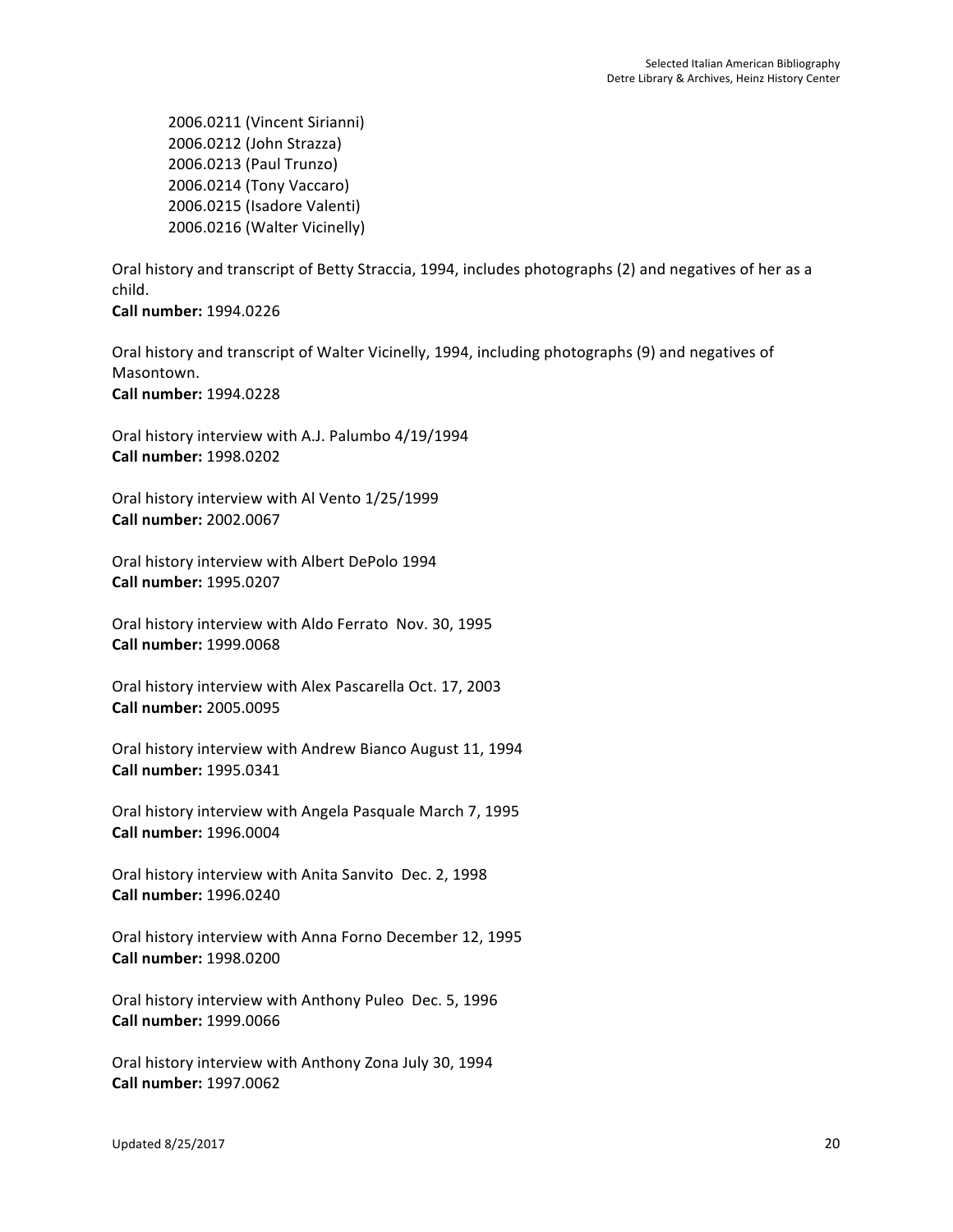2006.0211 (Vincent Sirianni)
2006.0212 (John Strazza)
2006.0213 (Paul Trunzo)
2006.0214 (Tony Vaccaro)
2006.0215 (Isadore Valenti)
2006.0216 (Walter Vicinelly)

Oral history and transcript of Betty Straccia, 1994, includes photographs (2) and negatives of her as a child.
**Call number:** 1994.0226

Oral history and transcript of Walter Vicinelly, 1994, including photographs (9) and negatives of Masontown.
**Call number:** 1994.0228

Oral history interview with A.J. Palumbo 4/19/1994
**Call number:** 1998.0202

Oral history interview with Al Vento 1/25/1999
**Call number:** 2002.0067

Oral history interview with Albert DePolo 1994
**Call number:** 1995.0207

Oral history interview with Aldo Ferrato Nov. 30, 1995
**Call number:** 1999.0068

Oral history interview with Alex Pascarella Oct. 17, 2003
**Call number:** 2005.0095

Oral history interview with Andrew Bianco August 11, 1994
**Call number:** 1995.0341

Oral history interview with Angela Pasquale March 7, 1995
**Call number:** 1996.0004

Oral history interview with Anita Sanvito Dec. 2, 1998
**Call number:** 1996.0240

Oral history interview with Anna Forno December 12, 1995
**Call number:** 1998.0200

Oral history interview with Anthony Puleo Dec. 5, 1996
**Call number:** 1999.0066

Oral history interview with Anthony Zona July 30, 1994
**Call number:** 1997.0062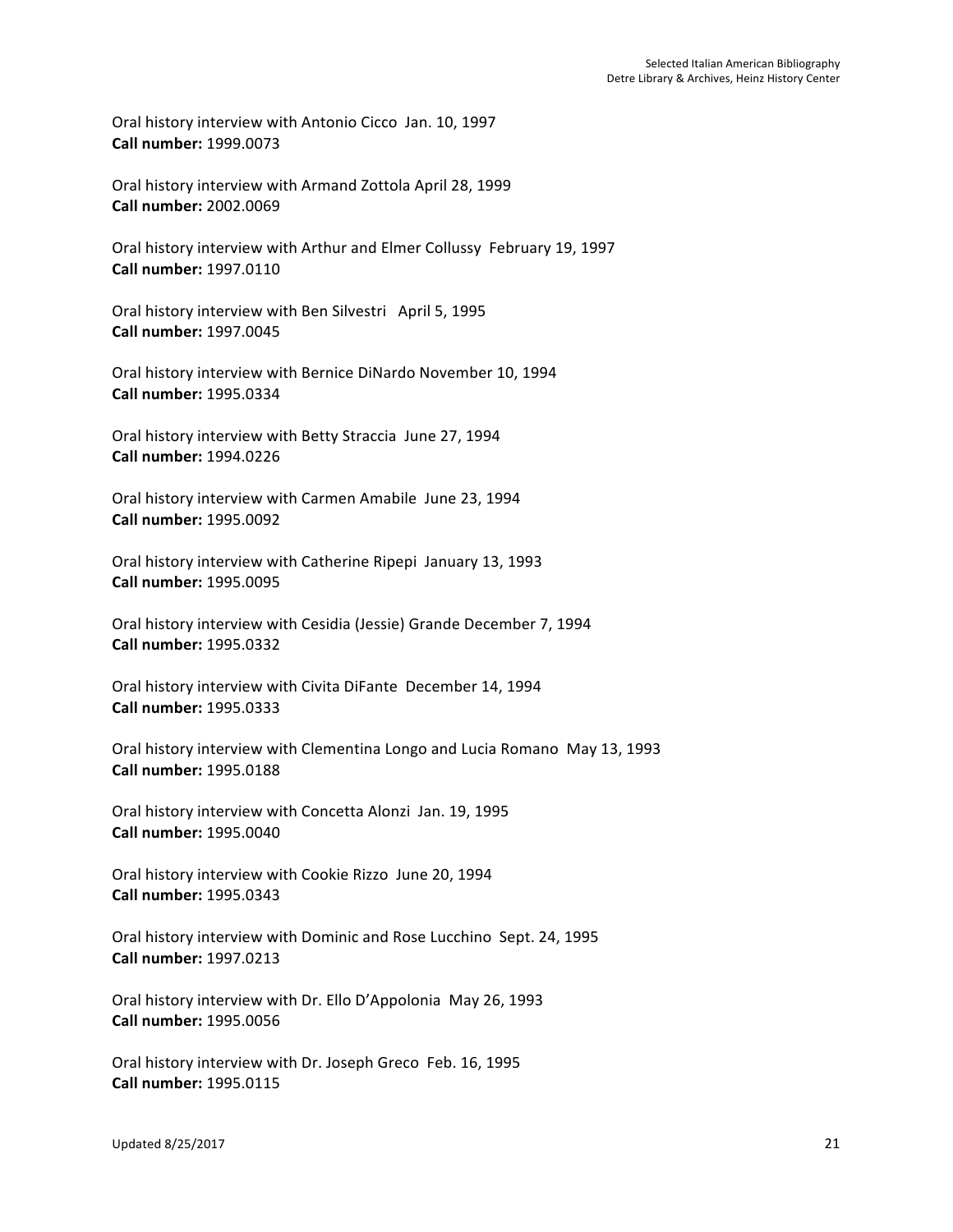Oral history interview with Antonio Cicco Jan. 10, 1997
**Call number:** 1999.0073

Oral history interview with Armand Zottola April 28, 1999
**Call number:** 2002.0069

Oral history interview with Arthur and Elmer Collussy February 19, 1997
**Call number:** 1997.0110

Oral history interview with Ben Silvestri April 5, 1995
**Call number:** 1997.0045

Oral history interview with Bernice DiNardo November 10, 1994
**Call number:** 1995.0334

Oral history interview with Betty Straccia June 27, 1994
**Call number:** 1994.0226

Oral history interview with Carmen Amabile June 23, 1994
**Call number:** 1995.0092

Oral history interview with Catherine Ripepi January 13, 1993
**Call number:** 1995.0095

Oral history interview with Cesidia (Jessie) Grande December 7, 1994
**Call number:** 1995.0332

Oral history interview with Civita DiFante December 14, 1994
**Call number:** 1995.0333

Oral history interview with Clementina Longo and Lucia Romano May 13, 1993
**Call number:** 1995.0188

Oral history interview with Concetta Alonzi Jan. 19, 1995
**Call number:** 1995.0040

Oral history interview with Cookie Rizzo June 20, 1994
**Call number:** 1995.0343

Oral history interview with Dominic and Rose Lucchino Sept. 24, 1995
**Call number:** 1997.0213

Oral history interview with Dr. Ello D'Appolonia May 26, 1993
**Call number:** 1995.0056

Oral history interview with Dr. Joseph Greco Feb. 16, 1995
**Call number:** 1995.0115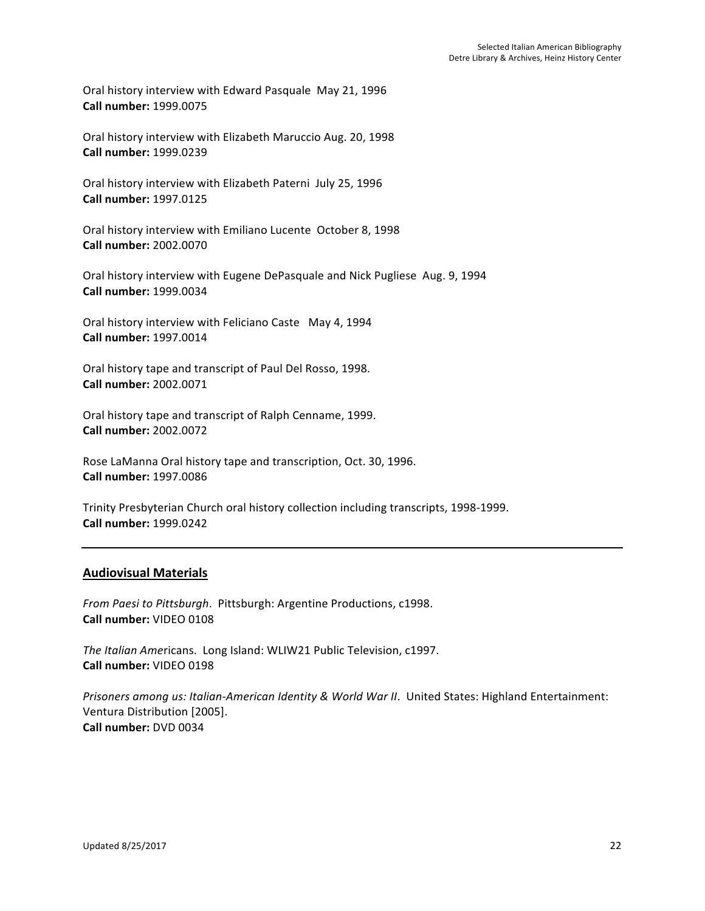Oral history interview with Edward Pasquale May 21, 1996
**Call number:** 1999.0075

Oral history interview with Elizabeth Maruccio Aug. 20, 1998
**Call number:** 1999.0239

Oral history interview with Elizabeth Paterni July 25, 1996
**Call number:** 1997.0125

Oral history interview with Emiliano Lucente October 8, 1998
**Call number:** 2002.0070

Oral history interview with Eugene DePasquale and Nick Pugliese Aug. 9, 1994
**Call number:** 1999.0034

Oral history interview with Feliciano Caste May 4, 1994
**Call number:** 1997.0014

Oral history tape and transcript of Paul Del Rosso, 1998.
**Call number:** 2002.0071

Oral history tape and transcript of Ralph Cenname, 1999.
**Call number:** 2002.0072

Rose LaManna Oral history tape and transcription, Oct. 30, 1996.
**Call number:** 1997.0086

Trinity Presbyterian Church oral history collection including transcripts, 1998-1999.
**Call number:** 1999.0242

---

## Audiovisual Materials

*From Paesi to Pittsburgh*. Pittsburgh: Argentine Productions, c1998.
**Call number:** VIDEO 0108

*The Italian Ame*ricans. Long Island: WLIW21 Public Television, c1997.
**Call number:** VIDEO 0198

*Prisoners among us: Italian-American Identity & World War II*. United States: Highland Entertainment: Ventura Distribution [2005].
**Call number:** DVD 0034